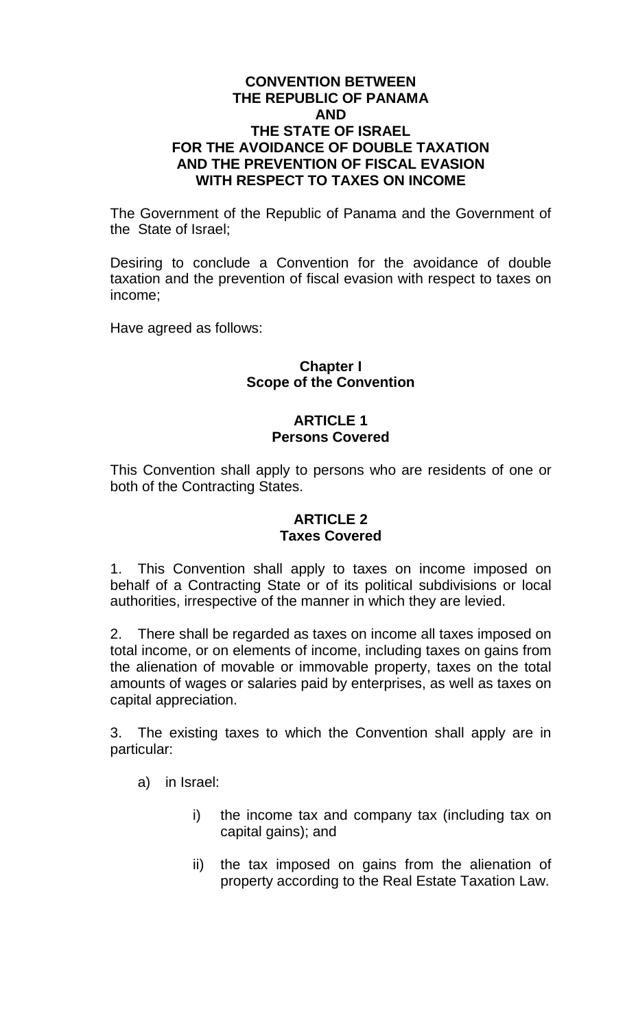# CONVENTION BETWEEN THE REPUBLIC OF PANAMA AND THE STATE OF ISRAEL FOR THE AVOIDANCE OF DOUBLE TAXATION AND THE PREVENTION OF FISCAL EVASION WITH RESPECT TO TAXES ON INCOME

The Government of the Republic of Panama and the Government of the State of Israel;

Desiring to conclude a Convention for the avoidance of double taxation and the prevention of fiscal evasion with respect to taxes on income;

Have agreed as follows:

## Chapter I
## Scope of the Convention

### ARTICLE 1
### Persons Covered

This Convention shall apply to persons who are residents of one or both of the Contracting States.

### ARTICLE 2
### Taxes Covered

1. This Convention shall apply to taxes on income imposed on behalf of a Contracting State or of its political subdivisions or local authorities, irrespective of the manner in which they are levied.

2. There shall be regarded as taxes on income all taxes imposed on total income, or on elements of income, including taxes on gains from the alienation of movable or immovable property, taxes on the total amounts of wages or salaries paid by enterprises, as well as taxes on capital appreciation.

3. The existing taxes to which the Convention shall apply are in particular:

a) in Israel:

   i) the income tax and company tax (including tax on capital gains); and

   ii) the tax imposed on gains from the alienation of property according to the Real Estate Taxation Law.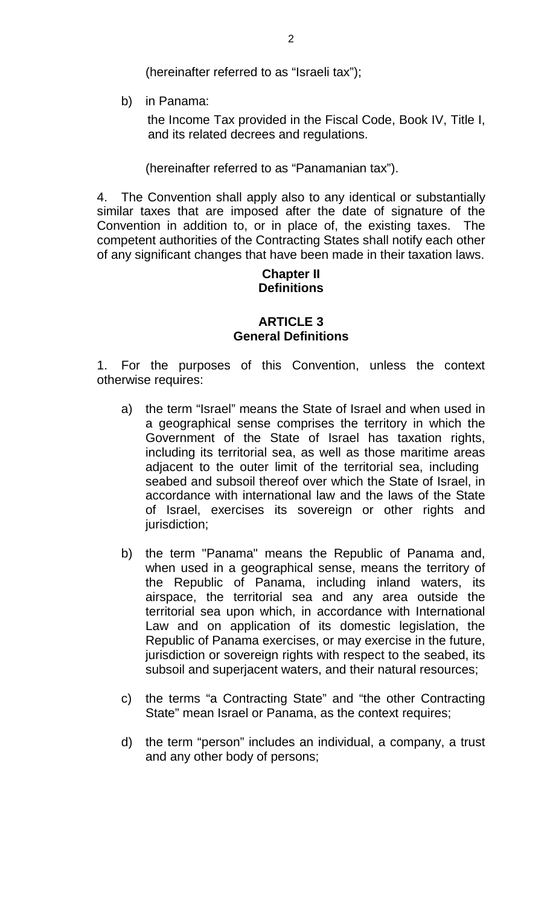(hereinafter referred to as “Israeli tax”);

b) in Panama:

the Income Tax provided in the Fiscal Code, Book IV, Title I, and its related decrees and regulations.

(hereinafter referred to as “Panamanian tax”).

4. The Convention shall apply also to any identical or substantially similar taxes that are imposed after the date of signature of the Convention in addition to, or in place of, the existing taxes. The competent authorities of the Contracting States shall notify each other of any significant changes that have been made in their taxation laws.

## Chapter II
## Definitions

### ARTICLE 3
### General Definitions

1. For the purposes of this Convention, unless the context otherwise requires:

a) the term “Israel” means the State of Israel and when used in a geographical sense comprises the territory in which the Government of the State of Israel has taxation rights, including its territorial sea, as well as those maritime areas adjacent to the outer limit of the territorial sea, including seabed and subsoil thereof over which the State of Israel, in accordance with international law and the laws of the State of Israel, exercises its sovereign or other rights and jurisdiction;

b) the term "Panama" means the Republic of Panama and, when used in a geographical sense, means the territory of the Republic of Panama, including inland waters, its airspace, the territorial sea and any area outside the territorial sea upon which, in accordance with International Law and on application of its domestic legislation, the Republic of Panama exercises, or may exercise in the future, jurisdiction or sovereign rights with respect to the seabed, its subsoil and superjacent waters, and their natural resources;

c) the terms “a Contracting State” and “the other Contracting State” mean Israel or Panama, as the context requires;

d) the term “person” includes an individual, a company, a trust and any other body of persons;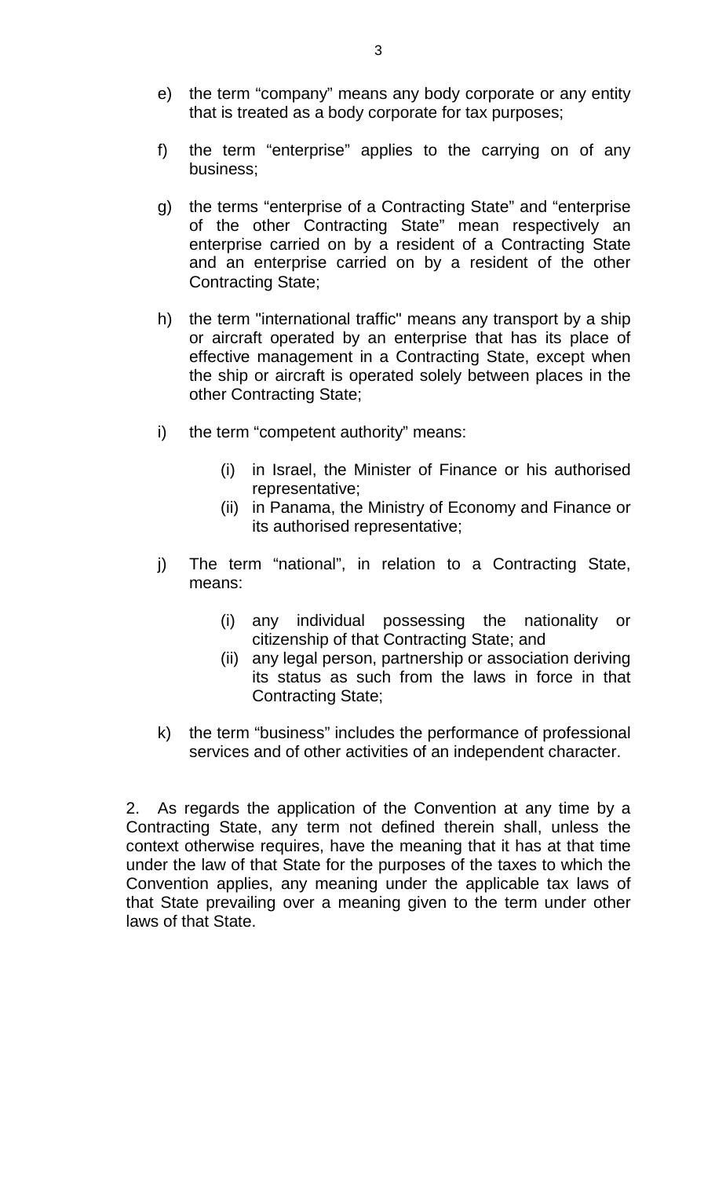e) the term “company” means any body corporate or any entity that is treated as a body corporate for tax purposes;

f) the term “enterprise” applies to the carrying on of any business;

g) the terms “enterprise of a Contracting State” and “enterprise of the other Contracting State” mean respectively an enterprise carried on by a resident of a Contracting State and an enterprise carried on by a resident of the other Contracting State;

h) the term "international traffic" means any transport by a ship or aircraft operated by an enterprise that has its place of effective management in a Contracting State, except when the ship or aircraft is operated solely between places in the other Contracting State;

i) the term “competent authority” means:

   (i) in Israel, the Minister of Finance or his authorised representative;
   (ii) in Panama, the Ministry of Economy and Finance or its authorised representative;

j) The term “national”, in relation to a Contracting State, means:

   (i) any individual possessing the nationality or citizenship of that Contracting State; and
   (ii) any legal person, partnership or association deriving its status as such from the laws in force in that Contracting State;

k) the term “business” includes the performance of professional services and of other activities of an independent character.

2. As regards the application of the Convention at any time by a Contracting State, any term not defined therein shall, unless the context otherwise requires, have the meaning that it has at that time under the law of that State for the purposes of the taxes to which the Convention applies, any meaning under the applicable tax laws of that State prevailing over a meaning given to the term under other laws of that State.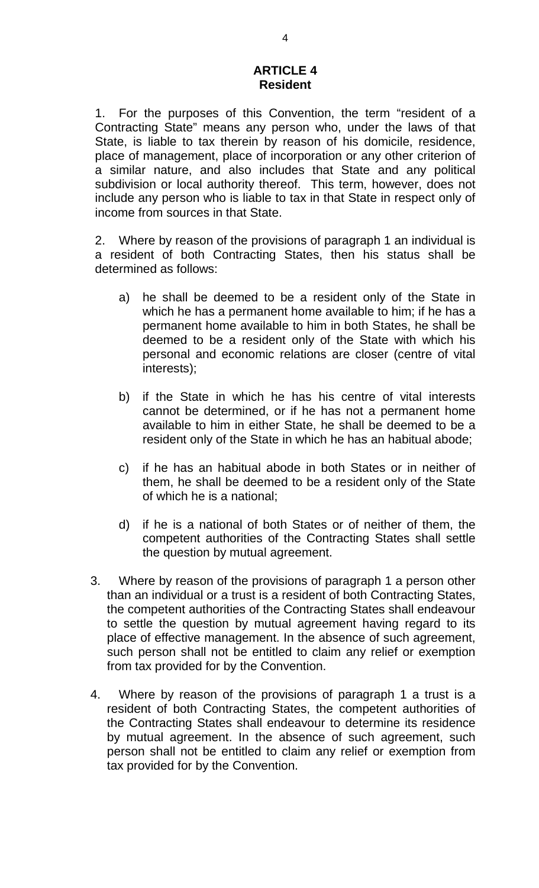## ARTICLE 4
## Resident

1. For the purposes of this Convention, the term “resident of a Contracting State” means any person who, under the laws of that State, is liable to tax therein by reason of his domicile, residence, place of management, place of incorporation or any other criterion of a similar nature, and also includes that State and any political subdivision or local authority thereof. This term, however, does not include any person who is liable to tax in that State in respect only of income from sources in that State.

2. Where by reason of the provisions of paragraph 1 an individual is a resident of both Contracting States, then his status shall be determined as follows:

   a) he shall be deemed to be a resident only of the State in which he has a permanent home available to him; if he has a permanent home available to him in both States, he shall be deemed to be a resident only of the State with which his personal and economic relations are closer (centre of vital interests);

   b) if the State in which he has his centre of vital interests cannot be determined, or if he has not a permanent home available to him in either State, he shall be deemed to be a resident only of the State in which he has an habitual abode;

   c) if he has an habitual abode in both States or in neither of them, he shall be deemed to be a resident only of the State of which he is a national;

   d) if he is a national of both States or of neither of them, the competent authorities of the Contracting States shall settle the question by mutual agreement.

3. Where by reason of the provisions of paragraph 1 a person other than an individual or a trust is a resident of both Contracting States, the competent authorities of the Contracting States shall endeavour to settle the question by mutual agreement having regard to its place of effective management. In the absence of such agreement, such person shall not be entitled to claim any relief or exemption from tax provided for by the Convention.

4. Where by reason of the provisions of paragraph 1 a trust is a resident of both Contracting States, the competent authorities of the Contracting States shall endeavour to determine its residence by mutual agreement. In the absence of such agreement, such person shall not be entitled to claim any relief or exemption from tax provided for by the Convention.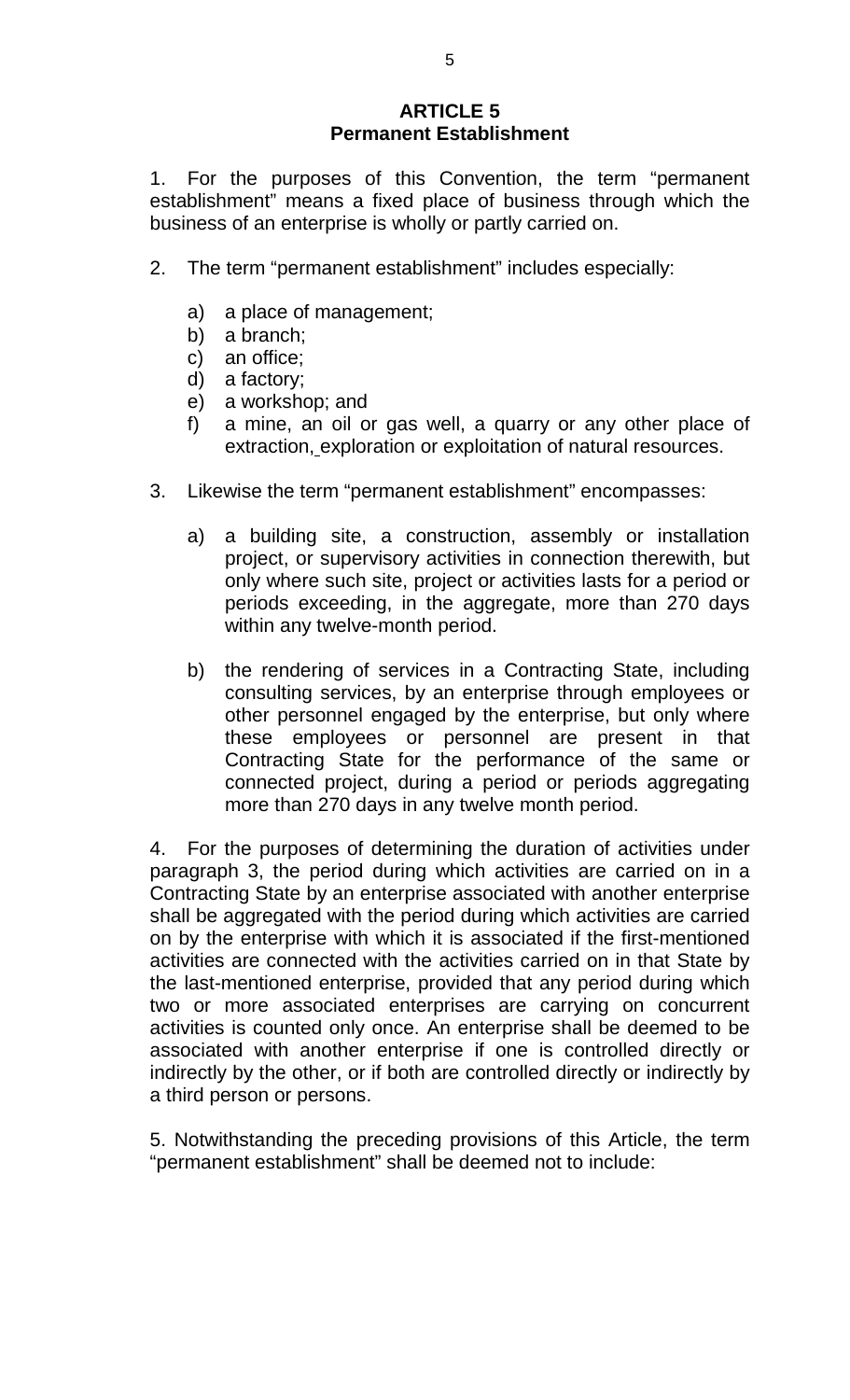## ARTICLE 5
## Permanent Establishment

1. For the purposes of this Convention, the term “permanent establishment” means a fixed place of business through which the business of an enterprise is wholly or partly carried on.

2. The term “permanent establishment” includes especially:

   a) a place of management;
   b) a branch;
   c) an office;
   d) a factory;
   e) a workshop; and
   f) a mine, an oil or gas well, a quarry or any other place of extraction, exploration or exploitation of natural resources.

3. Likewise the term “permanent establishment” encompasses:

   a) a building site, a construction, assembly or installation project, or supervisory activities in connection therewith, but only where such site, project or activities lasts for a period or periods exceeding, in the aggregate, more than 270 days within any twelve-month period.

   b) the rendering of services in a Contracting State, including consulting services, by an enterprise through employees or other personnel engaged by the enterprise, but only where these employees or personnel are present in that Contracting State for the performance of the same or connected project, during a period or periods aggregating more than 270 days in any twelve month period.

4. For the purposes of determining the duration of activities under paragraph 3, the period during which activities are carried on in a Contracting State by an enterprise associated with another enterprise shall be aggregated with the period during which activities are carried on by the enterprise with which it is associated if the first-mentioned activities are connected with the activities carried on in that State by the last-mentioned enterprise, provided that any period during which two or more associated enterprises are carrying on concurrent activities is counted only once. An enterprise shall be deemed to be associated with another enterprise if one is controlled directly or indirectly by the other, or if both are controlled directly or indirectly by a third person or persons.

5. Notwithstanding the preceding provisions of this Article, the term “permanent establishment” shall be deemed not to include: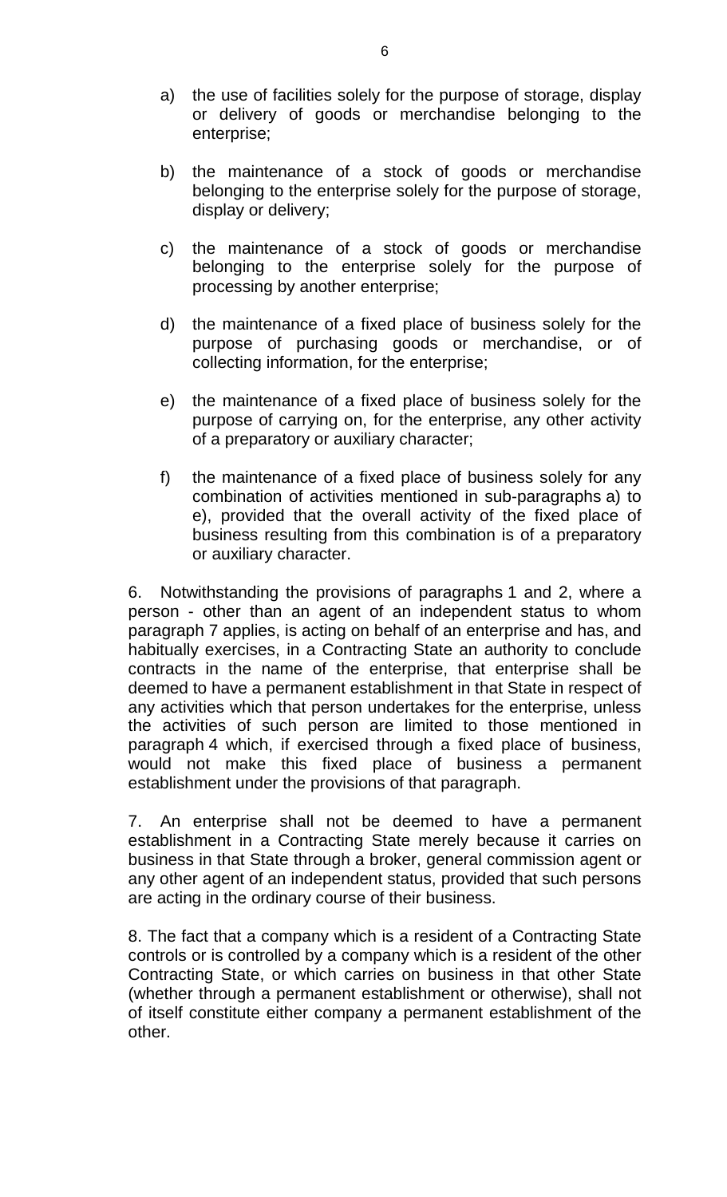a) the use of facilities solely for the purpose of storage, display or delivery of goods or merchandise belonging to the enterprise;

b) the maintenance of a stock of goods or merchandise belonging to the enterprise solely for the purpose of storage, display or delivery;

c) the maintenance of a stock of goods or merchandise belonging to the enterprise solely for the purpose of processing by another enterprise;

d) the maintenance of a fixed place of business solely for the purpose of purchasing goods or merchandise, or of collecting information, for the enterprise;

e) the maintenance of a fixed place of business solely for the purpose of carrying on, for the enterprise, any other activity of a preparatory or auxiliary character;

f) the maintenance of a fixed place of business solely for any combination of activities mentioned in sub-paragraphs a) to e), provided that the overall activity of the fixed place of business resulting from this combination is of a preparatory or auxiliary character.

6. Notwithstanding the provisions of paragraphs 1 and 2, where a person - other than an agent of an independent status to whom paragraph 7 applies, is acting on behalf of an enterprise and has, and habitually exercises, in a Contracting State an authority to conclude contracts in the name of the enterprise, that enterprise shall be deemed to have a permanent establishment in that State in respect of any activities which that person undertakes for the enterprise, unless the activities of such person are limited to those mentioned in paragraph 4 which, if exercised through a fixed place of business, would not make this fixed place of business a permanent establishment under the provisions of that paragraph.

7. An enterprise shall not be deemed to have a permanent establishment in a Contracting State merely because it carries on business in that State through a broker, general commission agent or any other agent of an independent status, provided that such persons are acting in the ordinary course of their business.

8. The fact that a company which is a resident of a Contracting State controls or is controlled by a company which is a resident of the other Contracting State, or which carries on business in that other State (whether through a permanent establishment or otherwise), shall not of itself constitute either company a permanent establishment of the other.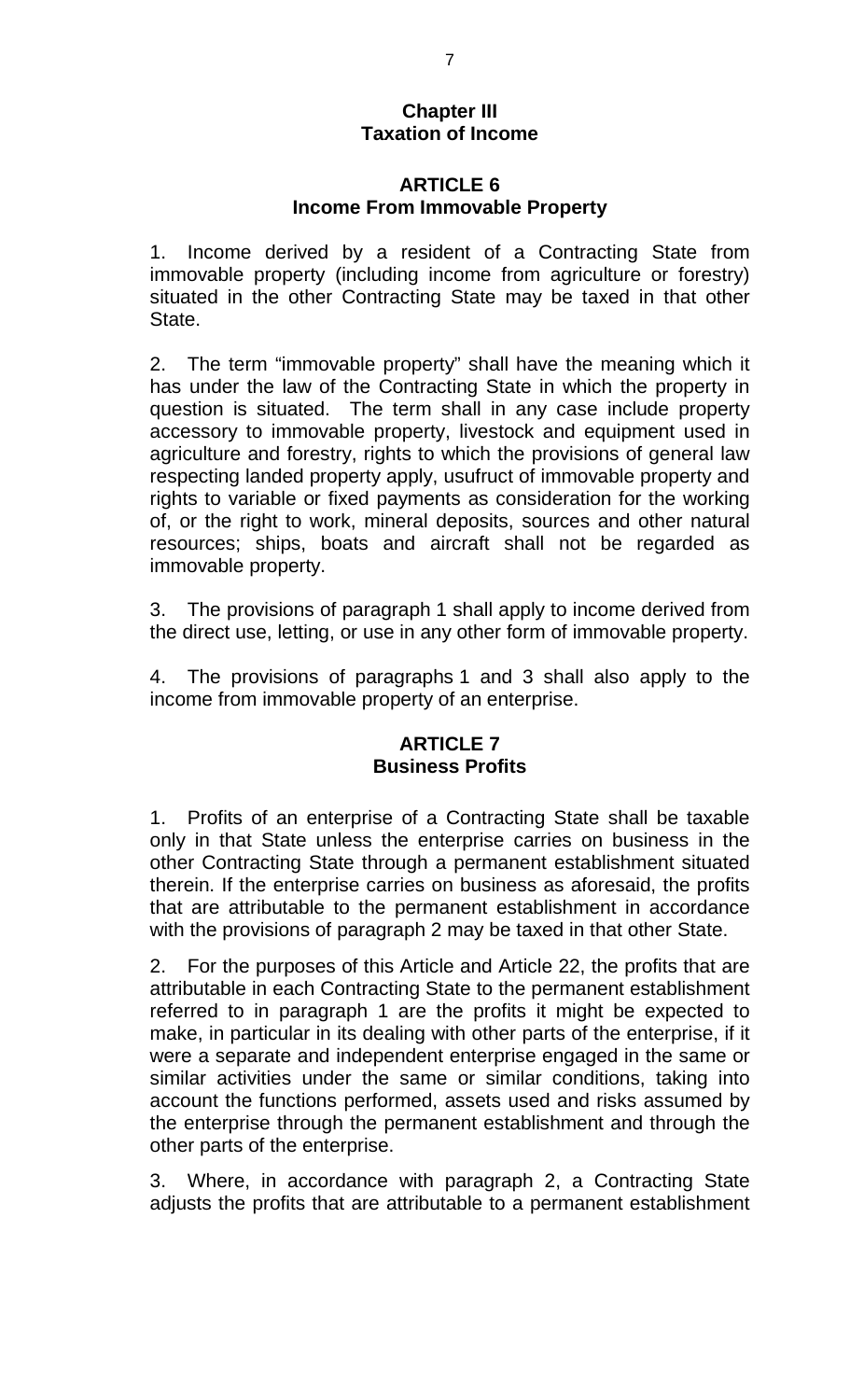## Chapter III
## Taxation of Income

### ARTICLE 6
### Income From Immovable Property

1. Income derived by a resident of a Contracting State from immovable property (including income from agriculture or forestry) situated in the other Contracting State may be taxed in that other State.

2. The term "immovable property" shall have the meaning which it has under the law of the Contracting State in which the property in question is situated. The term shall in any case include property accessory to immovable property, livestock and equipment used in agriculture and forestry, rights to which the provisions of general law respecting landed property apply, usufruct of immovable property and rights to variable or fixed payments as consideration for the working of, or the right to work, mineral deposits, sources and other natural resources; ships, boats and aircraft shall not be regarded as immovable property.

3. The provisions of paragraph 1 shall apply to income derived from the direct use, letting, or use in any other form of immovable property.

4. The provisions of paragraphs 1 and 3 shall also apply to the income from immovable property of an enterprise.

### ARTICLE 7
### Business Profits

1. Profits of an enterprise of a Contracting State shall be taxable only in that State unless the enterprise carries on business in the other Contracting State through a permanent establishment situated therein. If the enterprise carries on business as aforesaid, the profits that are attributable to the permanent establishment in accordance with the provisions of paragraph 2 may be taxed in that other State.

2. For the purposes of this Article and Article 22, the profits that are attributable in each Contracting State to the permanent establishment referred to in paragraph 1 are the profits it might be expected to make, in particular in its dealing with other parts of the enterprise, if it were a separate and independent enterprise engaged in the same or similar activities under the same or similar conditions, taking into account the functions performed, assets used and risks assumed by the enterprise through the permanent establishment and through the other parts of the enterprise.

3. Where, in accordance with paragraph 2, a Contracting State adjusts the profits that are attributable to a permanent establishment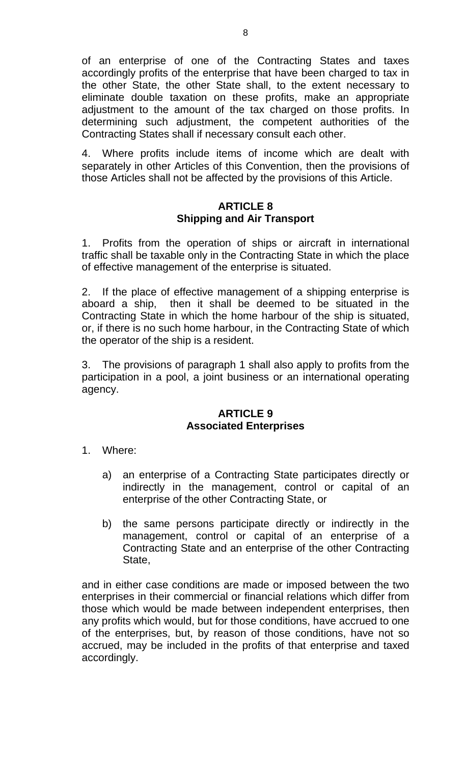of an enterprise of one of the Contracting States and taxes accordingly profits of the enterprise that have been charged to tax in the other State, the other State shall, to the extent necessary to eliminate double taxation on these profits, make an appropriate adjustment to the amount of the tax charged on those profits. In determining such adjustment, the competent authorities of the Contracting States shall if necessary consult each other.

4. Where profits include items of income which are dealt with separately in other Articles of this Convention, then the provisions of those Articles shall not be affected by the provisions of this Article.

## ARTICLE 8
## Shipping and Air Transport

1. Profits from the operation of ships or aircraft in international traffic shall be taxable only in the Contracting State in which the place of effective management of the enterprise is situated.

2. If the place of effective management of a shipping enterprise is aboard a ship, then it shall be deemed to be situated in the Contracting State in which the home harbour of the ship is situated, or, if there is no such home harbour, in the Contracting State of which the operator of the ship is a resident.

3. The provisions of paragraph 1 shall also apply to profits from the participation in a pool, a joint business or an international operating agency.

## ARTICLE 9
## Associated Enterprises

1. Where:

   a) an enterprise of a Contracting State participates directly or indirectly in the management, control or capital of an enterprise of the other Contracting State, or

   b) the same persons participate directly or indirectly in the management, control or capital of an enterprise of a Contracting State and an enterprise of the other Contracting State,

and in either case conditions are made or imposed between the two enterprises in their commercial or financial relations which differ from those which would be made between independent enterprises, then any profits which would, but for those conditions, have accrued to one of the enterprises, but, by reason of those conditions, have not so accrued, may be included in the profits of that enterprise and taxed accordingly.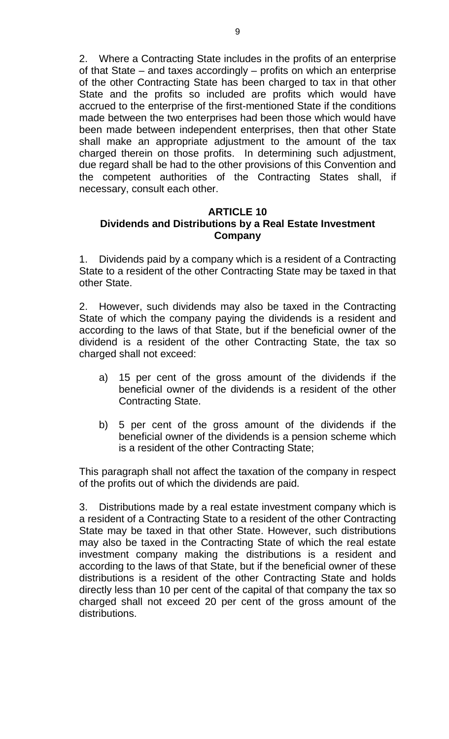2. Where a Contracting State includes in the profits of an enterprise of that State – and taxes accordingly – profits on which an enterprise of the other Contracting State has been charged to tax in that other State and the profits so included are profits which would have accrued to the enterprise of the first-mentioned State if the conditions made between the two enterprises had been those which would have been made between independent enterprises, then that other State shall make an appropriate adjustment to the amount of the tax charged therein on those profits. In determining such adjustment, due regard shall be had to the other provisions of this Convention and the competent authorities of the Contracting States shall, if necessary, consult each other.

## ARTICLE 10
## Dividends and Distributions by a Real Estate Investment Company

1. Dividends paid by a company which is a resident of a Contracting State to a resident of the other Contracting State may be taxed in that other State.

2. However, such dividends may also be taxed in the Contracting State of which the company paying the dividends is a resident and according to the laws of that State, but if the beneficial owner of the dividend is a resident of the other Contracting State, the tax so charged shall not exceed:

a) 15 per cent of the gross amount of the dividends if the beneficial owner of the dividends is a resident of the other Contracting State.

b) 5 per cent of the gross amount of the dividends if the beneficial owner of the dividends is a pension scheme which is a resident of the other Contracting State;

This paragraph shall not affect the taxation of the company in respect of the profits out of which the dividends are paid.

3. Distributions made by a real estate investment company which is a resident of a Contracting State to a resident of the other Contracting State may be taxed in that other State. However, such distributions may also be taxed in the Contracting State of which the real estate investment company making the distributions is a resident and according to the laws of that State, but if the beneficial owner of these distributions is a resident of the other Contracting State and holds directly less than 10 per cent of the capital of that company the tax so charged shall not exceed 20 per cent of the gross amount of the distributions.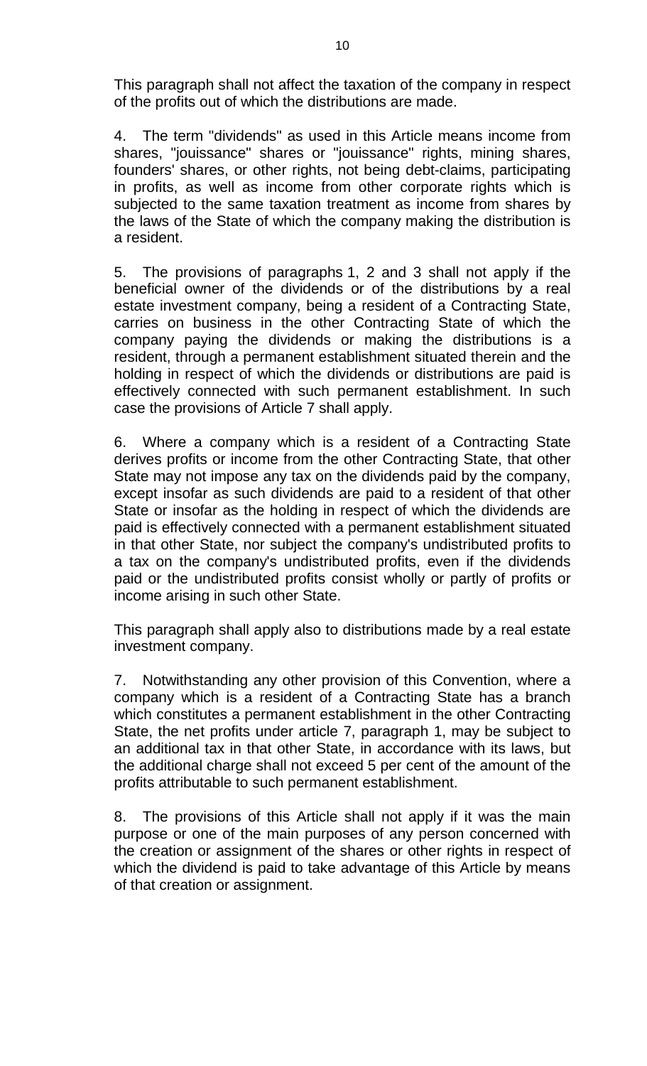This paragraph shall not affect the taxation of the company in respect of the profits out of which the distributions are made.

4. The term "dividends" as used in this Article means income from shares, "jouissance" shares or "jouissance" rights, mining shares, founders' shares, or other rights, not being debt-claims, participating in profits, as well as income from other corporate rights which is subjected to the same taxation treatment as income from shares by the laws of the State of which the company making the distribution is a resident.

5. The provisions of paragraphs 1, 2 and 3 shall not apply if the beneficial owner of the dividends or of the distributions by a real estate investment company, being a resident of a Contracting State, carries on business in the other Contracting State of which the company paying the dividends or making the distributions is a resident, through a permanent establishment situated therein and the holding in respect of which the dividends or distributions are paid is effectively connected with such permanent establishment. In such case the provisions of Article 7 shall apply.

6. Where a company which is a resident of a Contracting State derives profits or income from the other Contracting State, that other State may not impose any tax on the dividends paid by the company, except insofar as such dividends are paid to a resident of that other State or insofar as the holding in respect of which the dividends are paid is effectively connected with a permanent establishment situated in that other State, nor subject the company's undistributed profits to a tax on the company's undistributed profits, even if the dividends paid or the undistributed profits consist wholly or partly of profits or income arising in such other State.

This paragraph shall apply also to distributions made by a real estate investment company.

7. Notwithstanding any other provision of this Convention, where a company which is a resident of a Contracting State has a branch which constitutes a permanent establishment in the other Contracting State, the net profits under article 7, paragraph 1, may be subject to an additional tax in that other State, in accordance with its laws, but the additional charge shall not exceed 5 per cent of the amount of the profits attributable to such permanent establishment.

8. The provisions of this Article shall not apply if it was the main purpose or one of the main purposes of any person concerned with the creation or assignment of the shares or other rights in respect of which the dividend is paid to take advantage of this Article by means of that creation or assignment.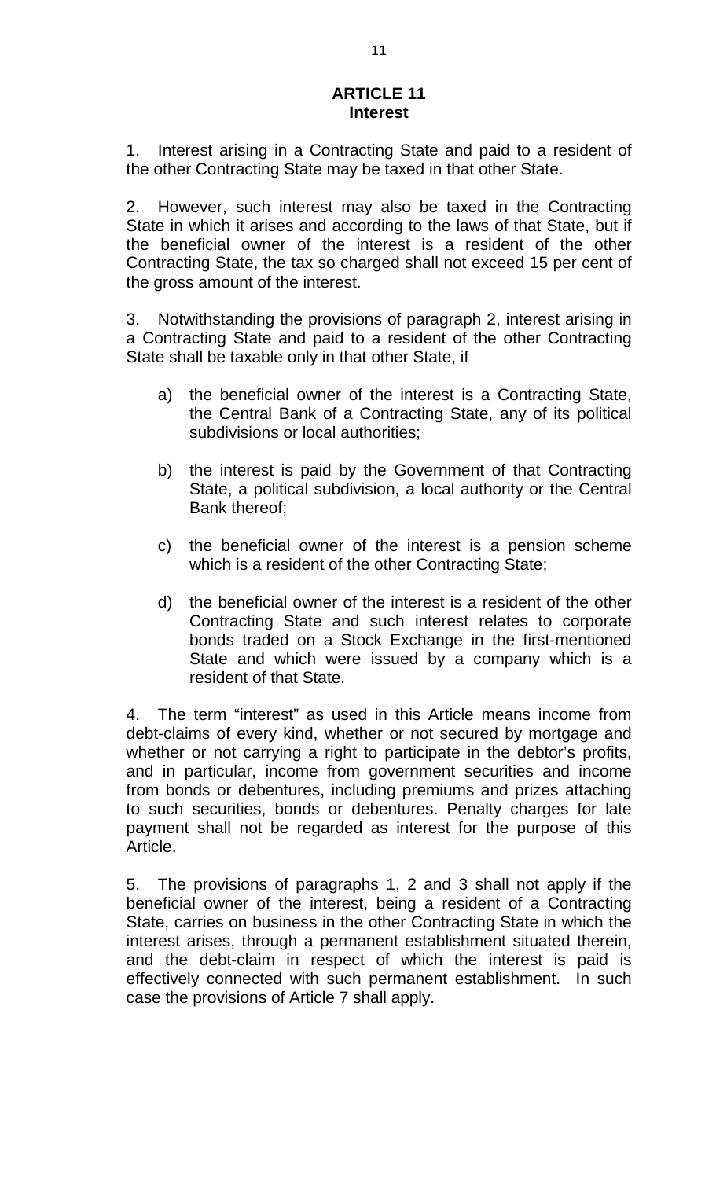## ARTICLE 11
## Interest

1. Interest arising in a Contracting State and paid to a resident of the other Contracting State may be taxed in that other State.

2. However, such interest may also be taxed in the Contracting State in which it arises and according to the laws of that State, but if the beneficial owner of the interest is a resident of the other Contracting State, the tax so charged shall not exceed 15 per cent of the gross amount of the interest.

3. Notwithstanding the provisions of paragraph 2, interest arising in a Contracting State and paid to a resident of the other Contracting State shall be taxable only in that other State, if

a) the beneficial owner of the interest is a Contracting State, the Central Bank of a Contracting State, any of its political subdivisions or local authorities;

b) the interest is paid by the Government of that Contracting State, a political subdivision, a local authority or the Central Bank thereof;

c) the beneficial owner of the interest is a pension scheme which is a resident of the other Contracting State;

d) the beneficial owner of the interest is a resident of the other Contracting State and such interest relates to corporate bonds traded on a Stock Exchange in the first-mentioned State and which were issued by a company which is a resident of that State.

4. The term "interest" as used in this Article means income from debt-claims of every kind, whether or not secured by mortgage and whether or not carrying a right to participate in the debtor's profits, and in particular, income from government securities and income from bonds or debentures, including premiums and prizes attaching to such securities, bonds or debentures. Penalty charges for late payment shall not be regarded as interest for the purpose of this Article.

5. The provisions of paragraphs 1, 2 and 3 shall not apply if the beneficial owner of the interest, being a resident of a Contracting State, carries on business in the other Contracting State in which the interest arises, through a permanent establishment situated therein, and the debt-claim in respect of which the interest is paid is effectively connected with such permanent establishment. In such case the provisions of Article 7 shall apply.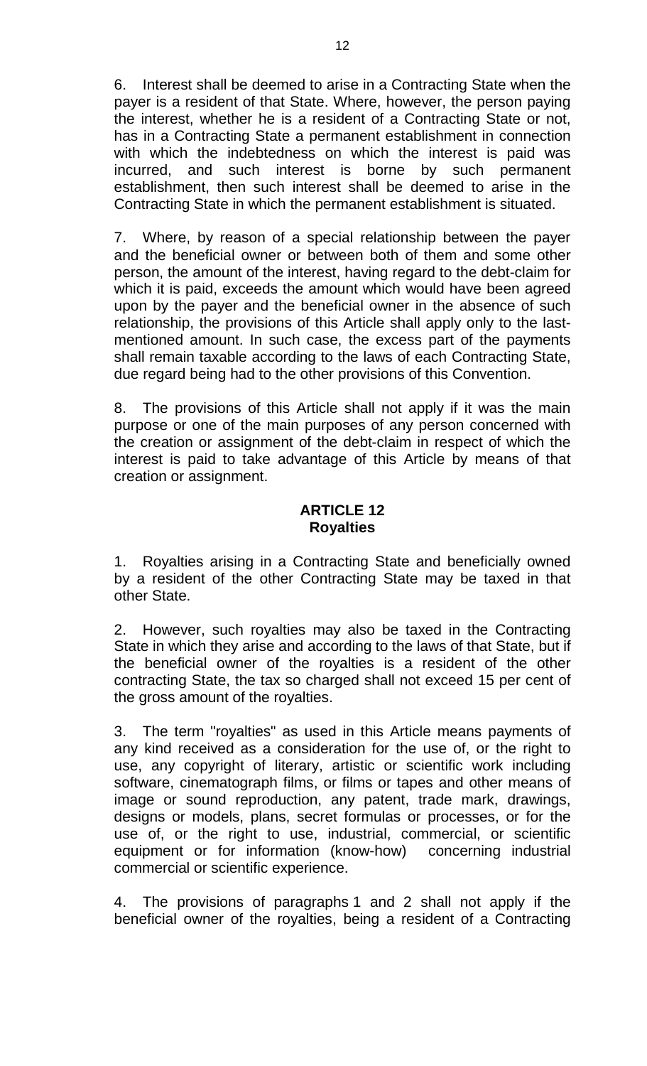6. Interest shall be deemed to arise in a Contracting State when the payer is a resident of that State. Where, however, the person paying the interest, whether he is a resident of a Contracting State or not, has in a Contracting State a permanent establishment in connection with which the indebtedness on which the interest is paid was incurred, and such interest is borne by such permanent establishment, then such interest shall be deemed to arise in the Contracting State in which the permanent establishment is situated.

7. Where, by reason of a special relationship between the payer and the beneficial owner or between both of them and some other person, the amount of the interest, having regard to the debt-claim for which it is paid, exceeds the amount which would have been agreed upon by the payer and the beneficial owner in the absence of such relationship, the provisions of this Article shall apply only to the last-mentioned amount. In such case, the excess part of the payments shall remain taxable according to the laws of each Contracting State, due regard being had to the other provisions of this Convention.

8. The provisions of this Article shall not apply if it was the main purpose or one of the main purposes of any person concerned with the creation or assignment of the debt-claim in respect of which the interest is paid to take advantage of this Article by means of that creation or assignment.

## ARTICLE 12
## Royalties

1. Royalties arising in a Contracting State and beneficially owned by a resident of the other Contracting State may be taxed in that other State.

2. However, such royalties may also be taxed in the Contracting State in which they arise and according to the laws of that State, but if the beneficial owner of the royalties is a resident of the other contracting State, the tax so charged shall not exceed 15 per cent of the gross amount of the royalties.

3. The term "royalties" as used in this Article means payments of any kind received as a consideration for the use of, or the right to use, any copyright of literary, artistic or scientific work including software, cinematograph films, or films or tapes and other means of image or sound reproduction, any patent, trade mark, drawings, designs or models, plans, secret formulas or processes, or for the use of, or the right to use, industrial, commercial, or scientific equipment or for information (know-how) concerning industrial commercial or scientific experience.

4. The provisions of paragraphs 1 and 2 shall not apply if the beneficial owner of the royalties, being a resident of a Contracting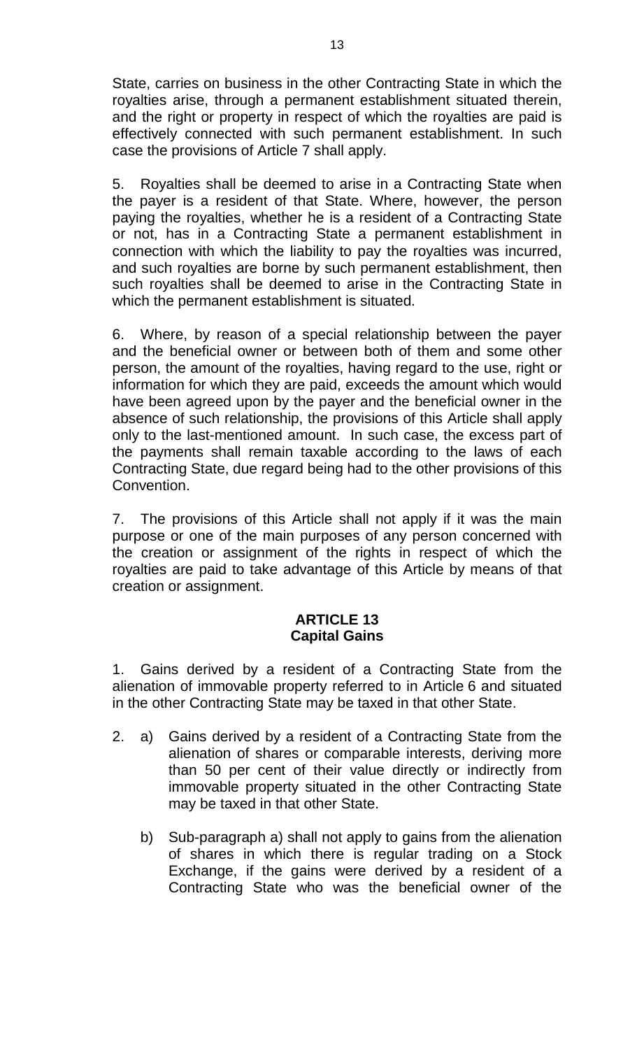State, carries on business in the other Contracting State in which the royalties arise, through a permanent establishment situated therein, and the right or property in respect of which the royalties are paid is effectively connected with such permanent establishment. In such case the provisions of Article 7 shall apply.

5. Royalties shall be deemed to arise in a Contracting State when the payer is a resident of that State. Where, however, the person paying the royalties, whether he is a resident of a Contracting State or not, has in a Contracting State a permanent establishment in connection with which the liability to pay the royalties was incurred, and such royalties are borne by such permanent establishment, then such royalties shall be deemed to arise in the Contracting State in which the permanent establishment is situated.

6. Where, by reason of a special relationship between the payer and the beneficial owner or between both of them and some other person, the amount of the royalties, having regard to the use, right or information for which they are paid, exceeds the amount which would have been agreed upon by the payer and the beneficial owner in the absence of such relationship, the provisions of this Article shall apply only to the last-mentioned amount. In such case, the excess part of the payments shall remain taxable according to the laws of each Contracting State, due regard being had to the other provisions of this Convention.

7. The provisions of this Article shall not apply if it was the main purpose or one of the main purposes of any person concerned with the creation or assignment of the rights in respect of which the royalties are paid to take advantage of this Article by means of that creation or assignment.

**ARTICLE 13**
**Capital Gains**

1. Gains derived by a resident of a Contracting State from the alienation of immovable property referred to in Article 6 and situated in the other Contracting State may be taxed in that other State.

2. a) Gains derived by a resident of a Contracting State from the alienation of shares or comparable interests, deriving more than 50 per cent of their value directly or indirectly from immovable property situated in the other Contracting State may be taxed in that other State.

   b) Sub-paragraph a) shall not apply to gains from the alienation of shares in which there is regular trading on a Stock Exchange, if the gains were derived by a resident of a Contracting State who was the beneficial owner of the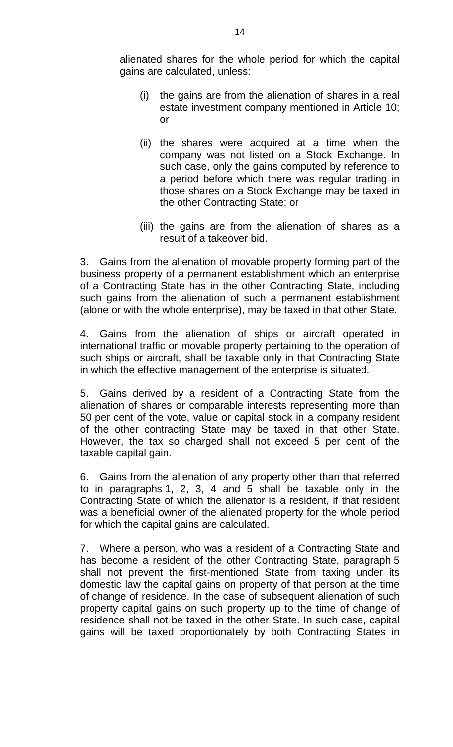alienated shares for the whole period for which the capital gains are calculated, unless:

(i) the gains are from the alienation of shares in a real estate investment company mentioned in Article 10; or

(ii) the shares were acquired at a time when the company was not listed on a Stock Exchange. In such case, only the gains computed by reference to a period before which there was regular trading in those shares on a Stock Exchange may be taxed in the other Contracting State; or

(iii) the gains are from the alienation of shares as a result of a takeover bid.

3. Gains from the alienation of movable property forming part of the business property of a permanent establishment which an enterprise of a Contracting State has in the other Contracting State, including such gains from the alienation of such a permanent establishment (alone or with the whole enterprise), may be taxed in that other State.

4. Gains from the alienation of ships or aircraft operated in international traffic or movable property pertaining to the operation of such ships or aircraft, shall be taxable only in that Contracting State in which the effective management of the enterprise is situated.

5. Gains derived by a resident of a Contracting State from the alienation of shares or comparable interests representing more than 50 per cent of the vote, value or capital stock in a company resident of the other contracting State may be taxed in that other State. However, the tax so charged shall not exceed 5 per cent of the taxable capital gain.

6. Gains from the alienation of any property other than that referred to in paragraphs 1, 2, 3, 4 and 5 shall be taxable only in the Contracting State of which the alienator is a resident, if that resident was a beneficial owner of the alienated property for the whole period for which the capital gains are calculated.

7. Where a person, who was a resident of a Contracting State and has become a resident of the other Contracting State, paragraph 5 shall not prevent the first-mentioned State from taxing under its domestic law the capital gains on property of that person at the time of change of residence. In the case of subsequent alienation of such property capital gains on such property up to the time of change of residence shall not be taxed in the other State. In such case, capital gains will be taxed proportionately by both Contracting States in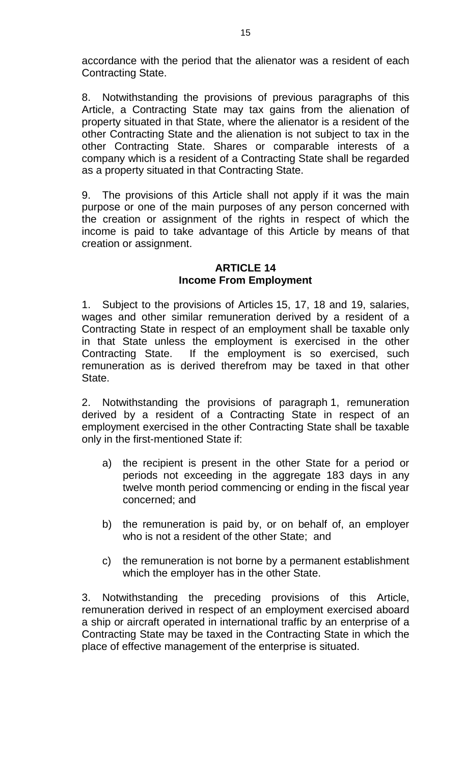accordance with the period that the alienator was a resident of each Contracting State.

8. Notwithstanding the provisions of previous paragraphs of this Article, a Contracting State may tax gains from the alienation of property situated in that State, where the alienator is a resident of the other Contracting State and the alienation is not subject to tax in the other Contracting State. Shares or comparable interests of a company which is a resident of a Contracting State shall be regarded as a property situated in that Contracting State.

9. The provisions of this Article shall not apply if it was the main purpose or one of the main purposes of any person concerned with the creation or assignment of the rights in respect of which the income is paid to take advantage of this Article by means of that creation or assignment.

## ARTICLE 14
## Income From Employment

1. Subject to the provisions of Articles 15, 17, 18 and 19, salaries, wages and other similar remuneration derived by a resident of a Contracting State in respect of an employment shall be taxable only in that State unless the employment is exercised in the other Contracting State. If the employment is so exercised, such remuneration as is derived therefrom may be taxed in that other State.

2. Notwithstanding the provisions of paragraph 1, remuneration derived by a resident of a Contracting State in respect of an employment exercised in the other Contracting State shall be taxable only in the first-mentioned State if:

a) the recipient is present in the other State for a period or periods not exceeding in the aggregate 183 days in any twelve month period commencing or ending in the fiscal year concerned; and

b) the remuneration is paid by, or on behalf of, an employer who is not a resident of the other State; and

c) the remuneration is not borne by a permanent establishment which the employer has in the other State.

3. Notwithstanding the preceding provisions of this Article, remuneration derived in respect of an employment exercised aboard a ship or aircraft operated in international traffic by an enterprise of a Contracting State may be taxed in the Contracting State in which the place of effective management of the enterprise is situated.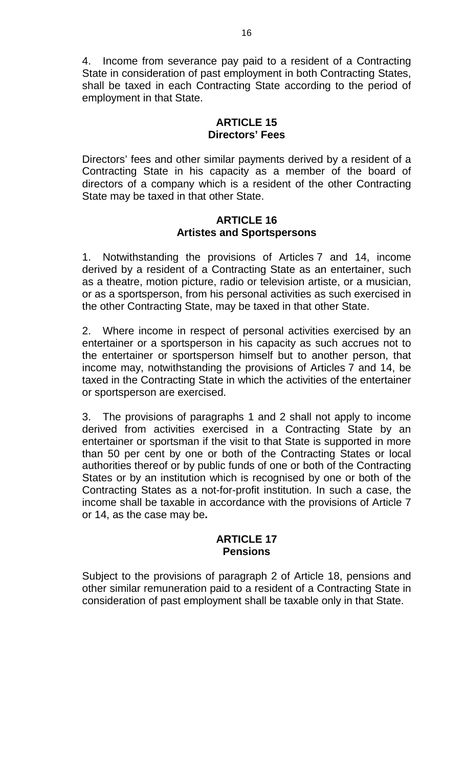4. Income from severance pay paid to a resident of a Contracting State in consideration of past employment in both Contracting States, shall be taxed in each Contracting State according to the period of employment in that State.

## ARTICLE 15
## Directors' Fees

Directors' fees and other similar payments derived by a resident of a Contracting State in his capacity as a member of the board of directors of a company which is a resident of the other Contracting State may be taxed in that other State.

## ARTICLE 16
## Artistes and Sportspersons

1. Notwithstanding the provisions of Articles 7 and 14, income derived by a resident of a Contracting State as an entertainer, such as a theatre, motion picture, radio or television artiste, or a musician, or as a sportsperson, from his personal activities as such exercised in the other Contracting State, may be taxed in that other State.

2. Where income in respect of personal activities exercised by an entertainer or a sportsperson in his capacity as such accrues not to the entertainer or sportsperson himself but to another person, that income may, notwithstanding the provisions of Articles 7 and 14, be taxed in the Contracting State in which the activities of the entertainer or sportsperson are exercised.

3. The provisions of paragraphs 1 and 2 shall not apply to income derived from activities exercised in a Contracting State by an entertainer or sportsman if the visit to that State is supported in more than 50 per cent by one or both of the Contracting States or local authorities thereof or by public funds of one or both of the Contracting States or by an institution which is recognised by one or both of the Contracting States as a not-for-profit institution. In such a case, the income shall be taxable in accordance with the provisions of Article 7 or 14, as the case may be**.**

## ARTICLE 17
## Pensions

Subject to the provisions of paragraph 2 of Article 18, pensions and other similar remuneration paid to a resident of a Contracting State in consideration of past employment shall be taxable only in that State.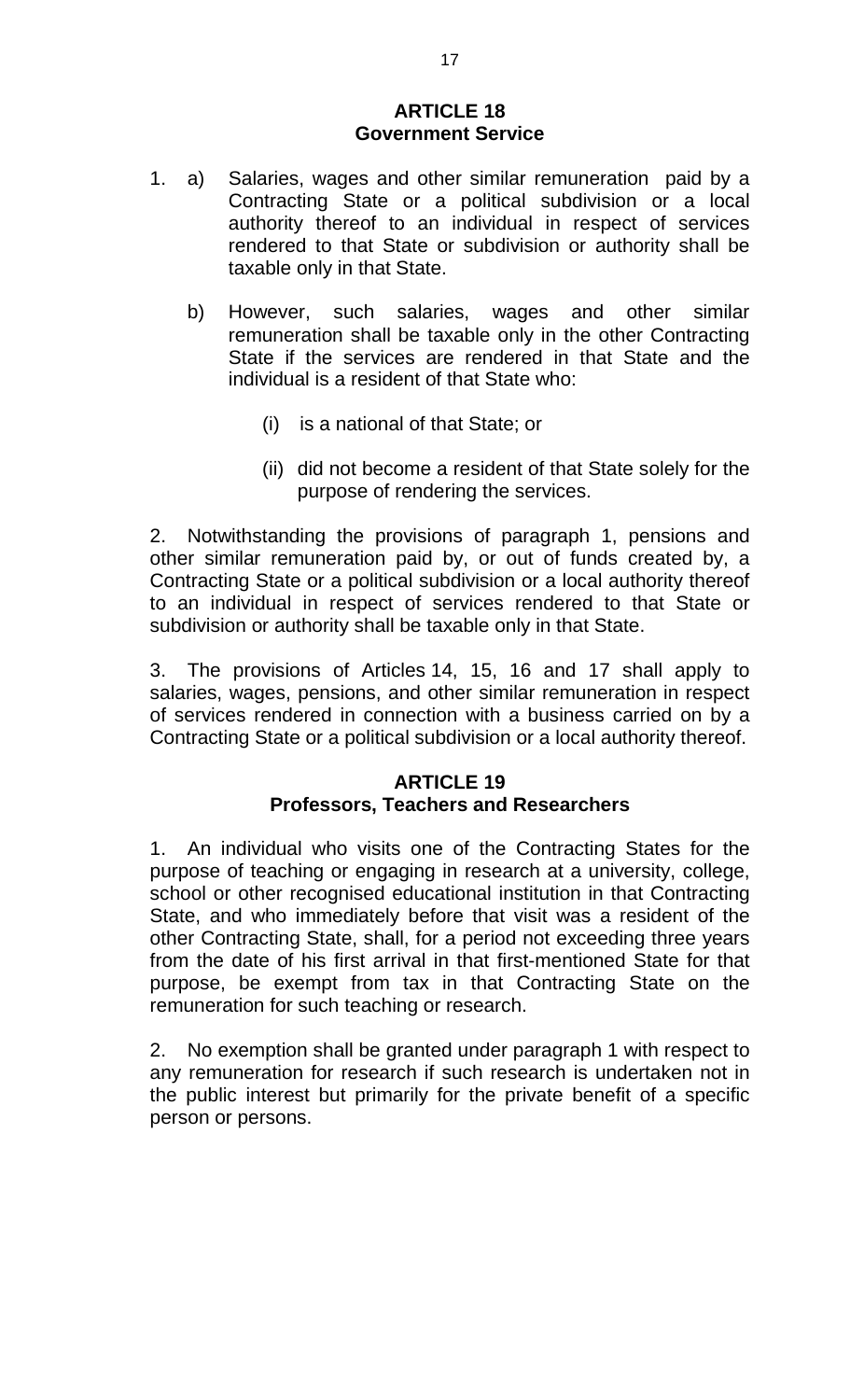## ARTICLE 18
## Government Service

1. a) Salaries, wages and other similar remuneration paid by a Contracting State or a political subdivision or a local authority thereof to an individual in respect of services rendered to that State or subdivision or authority shall be taxable only in that State.

   b) However, such salaries, wages and other similar remuneration shall be taxable only in the other Contracting State if the services are rendered in that State and the individual is a resident of that State who:

      (i) is a national of that State; or

      (ii) did not become a resident of that State solely for the purpose of rendering the services.

2. Notwithstanding the provisions of paragraph 1, pensions and other similar remuneration paid by, or out of funds created by, a Contracting State or a political subdivision or a local authority thereof to an individual in respect of services rendered to that State or subdivision or authority shall be taxable only in that State.

3. The provisions of Articles 14, 15, 16 and 17 shall apply to salaries, wages, pensions, and other similar remuneration in respect of services rendered in connection with a business carried on by a Contracting State or a political subdivision or a local authority thereof.

## ARTICLE 19
## Professors, Teachers and Researchers

1. An individual who visits one of the Contracting States for the purpose of teaching or engaging in research at a university, college, school or other recognised educational institution in that Contracting State, and who immediately before that visit was a resident of the other Contracting State, shall, for a period not exceeding three years from the date of his first arrival in that first-mentioned State for that purpose, be exempt from tax in that Contracting State on the remuneration for such teaching or research.

2. No exemption shall be granted under paragraph 1 with respect to any remuneration for research if such research is undertaken not in the public interest but primarily for the private benefit of a specific person or persons.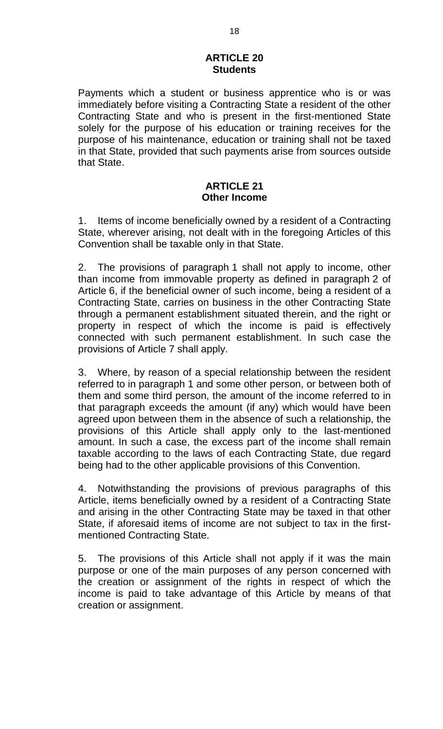## ARTICLE 20
## Students

Payments which a student or business apprentice who is or was immediately before visiting a Contracting State a resident of the other Contracting State and who is present in the first-mentioned State solely for the purpose of his education or training receives for the purpose of his maintenance, education or training shall not be taxed in that State, provided that such payments arise from sources outside that State.

## ARTICLE 21
## Other Income

1. Items of income beneficially owned by a resident of a Contracting State, wherever arising, not dealt with in the foregoing Articles of this Convention shall be taxable only in that State.

2. The provisions of paragraph 1 shall not apply to income, other than income from immovable property as defined in paragraph 2 of Article 6, if the beneficial owner of such income, being a resident of a Contracting State, carries on business in the other Contracting State through a permanent establishment situated therein, and the right or property in respect of which the income is paid is effectively connected with such permanent establishment. In such case the provisions of Article 7 shall apply.

3. Where, by reason of a special relationship between the resident referred to in paragraph 1 and some other person, or between both of them and some third person, the amount of the income referred to in that paragraph exceeds the amount (if any) which would have been agreed upon between them in the absence of such a relationship, the provisions of this Article shall apply only to the last-mentioned amount. In such a case, the excess part of the income shall remain taxable according to the laws of each Contracting State, due regard being had to the other applicable provisions of this Convention.

4. Notwithstanding the provisions of previous paragraphs of this Article, items beneficially owned by a resident of a Contracting State and arising in the other Contracting State may be taxed in that other State, if aforesaid items of income are not subject to tax in the first-mentioned Contracting State.

5. The provisions of this Article shall not apply if it was the main purpose or one of the main purposes of any person concerned with the creation or assignment of the rights in respect of which the income is paid to take advantage of this Article by means of that creation or assignment.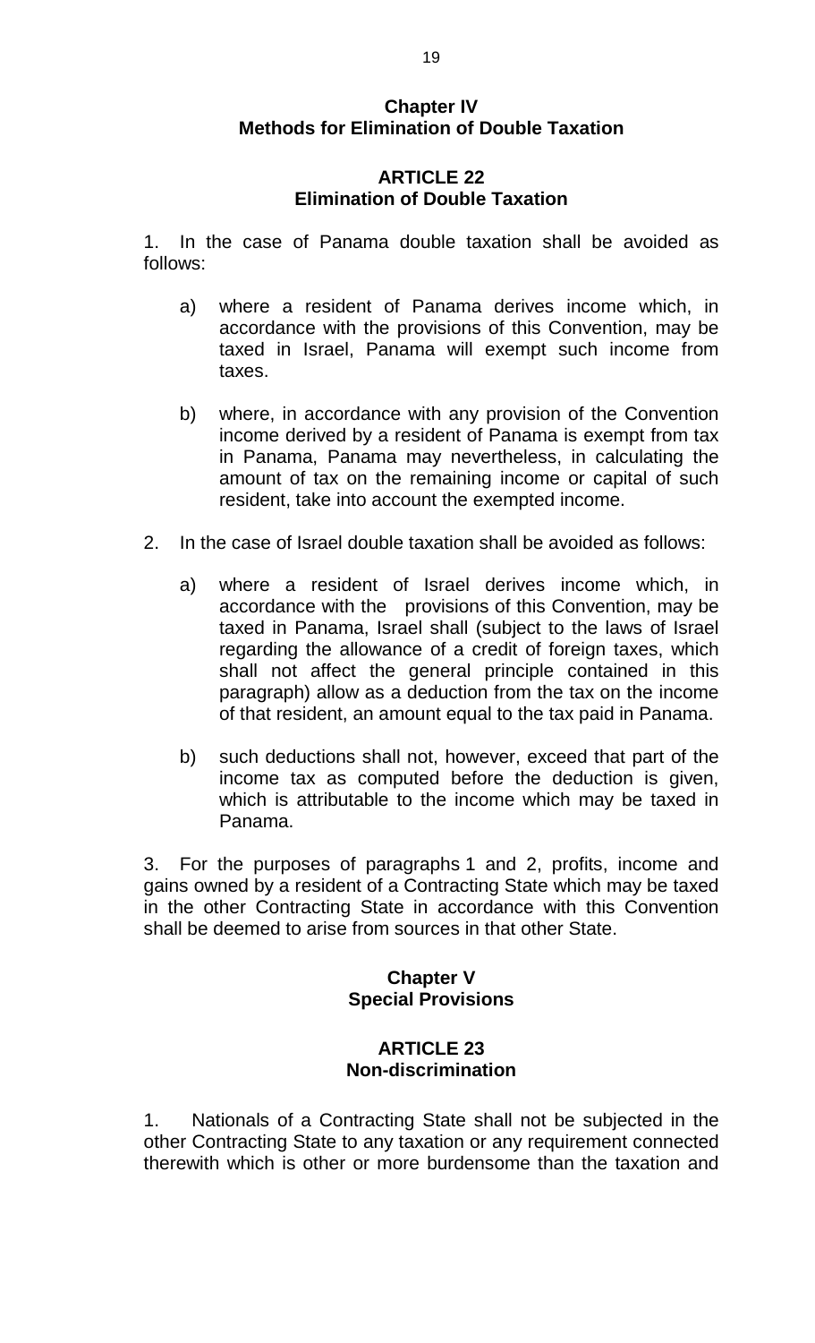## Chapter IV
## Methods for Elimination of Double Taxation

### ARTICLE 22
### Elimination of Double Taxation

1. In the case of Panama double taxation shall be avoided as follows:

   a) where a resident of Panama derives income which, in accordance with the provisions of this Convention, may be taxed in Israel, Panama will exempt such income from taxes.

   b) where, in accordance with any provision of the Convention income derived by a resident of Panama is exempt from tax in Panama, Panama may nevertheless, in calculating the amount of tax on the remaining income or capital of such resident, take into account the exempted income.

2. In the case of Israel double taxation shall be avoided as follows:

   a) where a resident of Israel derives income which, in accordance with the provisions of this Convention, may be taxed in Panama, Israel shall (subject to the laws of Israel regarding the allowance of a credit of foreign taxes, which shall not affect the general principle contained in this paragraph) allow as a deduction from the tax on the income of that resident, an amount equal to the tax paid in Panama.

   b) such deductions shall not, however, exceed that part of the income tax as computed before the deduction is given, which is attributable to the income which may be taxed in Panama.

3. For the purposes of paragraphs 1 and 2, profits, income and gains owned by a resident of a Contracting State which may be taxed in the other Contracting State in accordance with this Convention shall be deemed to arise from sources in that other State.

## Chapter V
## Special Provisions

### ARTICLE 23
### Non-discrimination

1. Nationals of a Contracting State shall not be subjected in the other Contracting State to any taxation or any requirement connected therewith which is other or more burdensome than the taxation and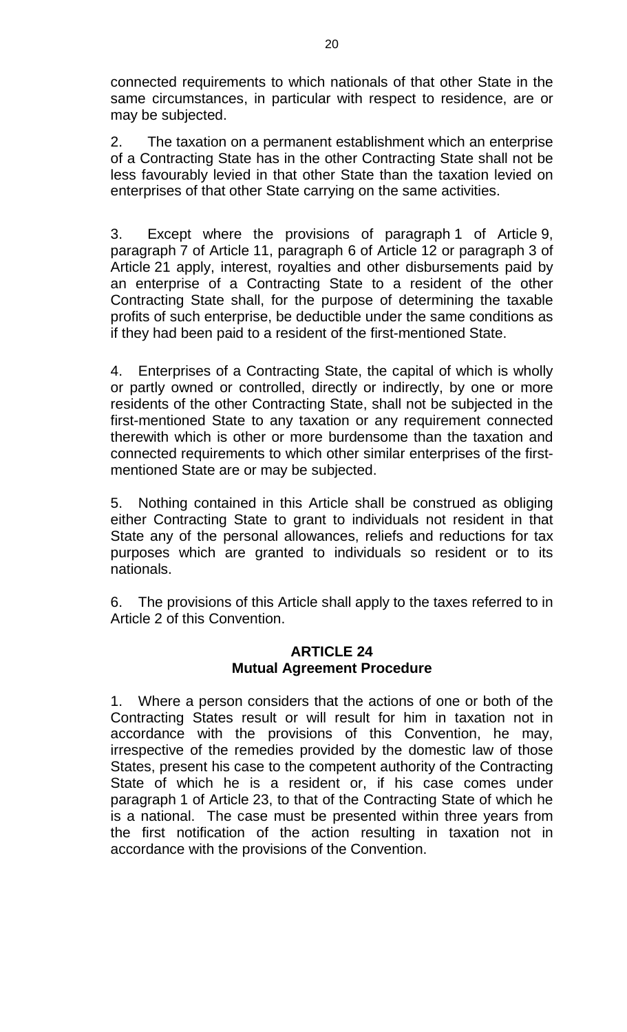connected requirements to which nationals of that other State in the same circumstances, in particular with respect to residence, are or may be subjected.

2. The taxation on a permanent establishment which an enterprise of a Contracting State has in the other Contracting State shall not be less favourably levied in that other State than the taxation levied on enterprises of that other State carrying on the same activities.

3. Except where the provisions of paragraph 1 of Article 9, paragraph 7 of Article 11, paragraph 6 of Article 12 or paragraph 3 of Article 21 apply, interest, royalties and other disbursements paid by an enterprise of a Contracting State to a resident of the other Contracting State shall, for the purpose of determining the taxable profits of such enterprise, be deductible under the same conditions as if they had been paid to a resident of the first-mentioned State.

4. Enterprises of a Contracting State, the capital of which is wholly or partly owned or controlled, directly or indirectly, by one or more residents of the other Contracting State, shall not be subjected in the first-mentioned State to any taxation or any requirement connected therewith which is other or more burdensome than the taxation and connected requirements to which other similar enterprises of the first-mentioned State are or may be subjected.

5. Nothing contained in this Article shall be construed as obliging either Contracting State to grant to individuals not resident in that State any of the personal allowances, reliefs and reductions for tax purposes which are granted to individuals so resident or to its nationals.

6. The provisions of this Article shall apply to the taxes referred to in Article 2 of this Convention.

## ARTICLE 24
## Mutual Agreement Procedure

1. Where a person considers that the actions of one or both of the Contracting States result or will result for him in taxation not in accordance with the provisions of this Convention, he may, irrespective of the remedies provided by the domestic law of those States, present his case to the competent authority of the Contracting State of which he is a resident or, if his case comes under paragraph 1 of Article 23, to that of the Contracting State of which he is a national. The case must be presented within three years from the first notification of the action resulting in taxation not in accordance with the provisions of the Convention.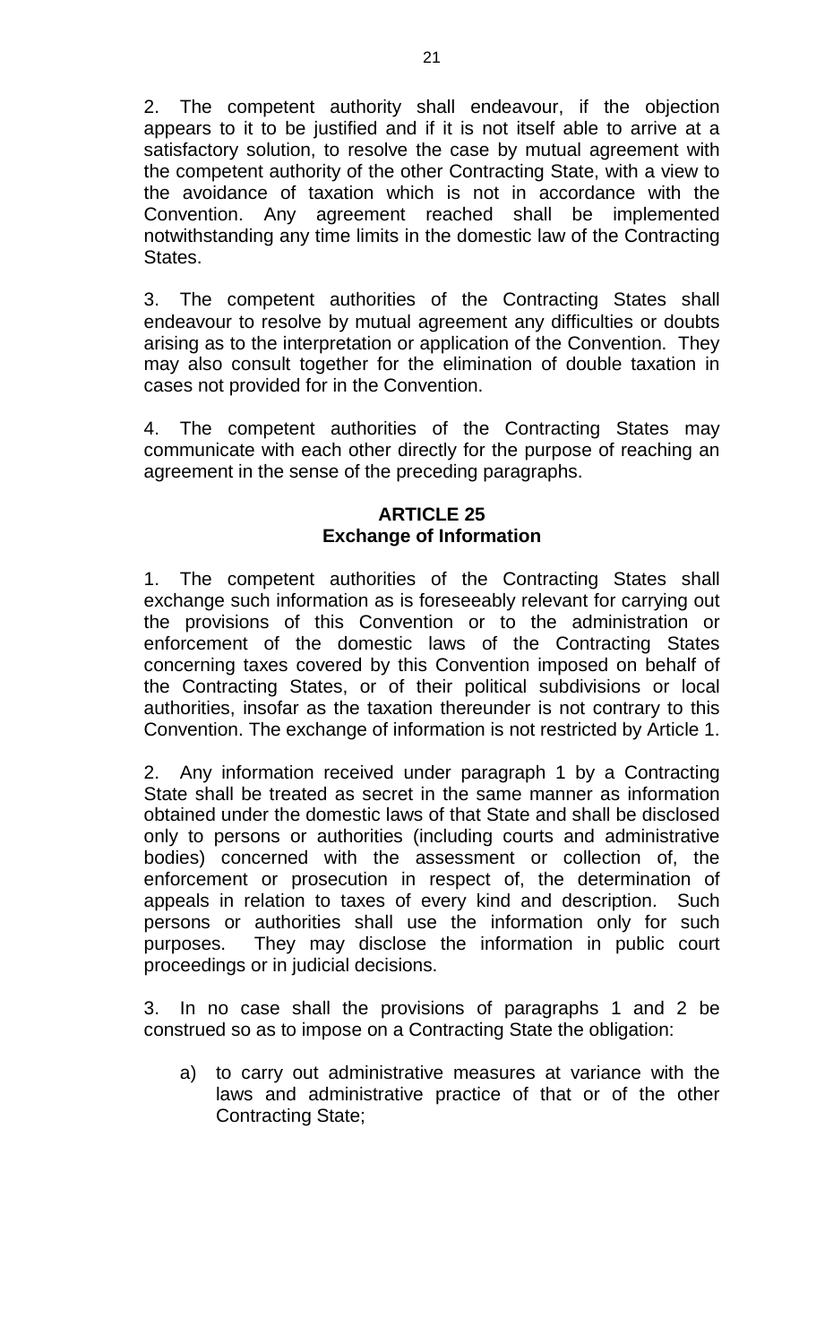2. The competent authority shall endeavour, if the objection appears to it to be justified and if it is not itself able to arrive at a satisfactory solution, to resolve the case by mutual agreement with the competent authority of the other Contracting State, with a view to the avoidance of taxation which is not in accordance with the Convention. Any agreement reached shall be implemented notwithstanding any time limits in the domestic law of the Contracting States.

3. The competent authorities of the Contracting States shall endeavour to resolve by mutual agreement any difficulties or doubts arising as to the interpretation or application of the Convention. They may also consult together for the elimination of double taxation in cases not provided for in the Convention.

4. The competent authorities of the Contracting States may communicate with each other directly for the purpose of reaching an agreement in the sense of the preceding paragraphs.

## ARTICLE 25
## Exchange of Information

1. The competent authorities of the Contracting States shall exchange such information as is foreseeably relevant for carrying out the provisions of this Convention or to the administration or enforcement of the domestic laws of the Contracting States concerning taxes covered by this Convention imposed on behalf of the Contracting States, or of their political subdivisions or local authorities, insofar as the taxation thereunder is not contrary to this Convention. The exchange of information is not restricted by Article 1.

2. Any information received under paragraph 1 by a Contracting State shall be treated as secret in the same manner as information obtained under the domestic laws of that State and shall be disclosed only to persons or authorities (including courts and administrative bodies) concerned with the assessment or collection of, the enforcement or prosecution in respect of, the determination of appeals in relation to taxes of every kind and description. Such persons or authorities shall use the information only for such purposes. They may disclose the information in public court proceedings or in judicial decisions.

3. In no case shall the provisions of paragraphs 1 and 2 be construed so as to impose on a Contracting State the obligation:

a) to carry out administrative measures at variance with the laws and administrative practice of that or of the other Contracting State;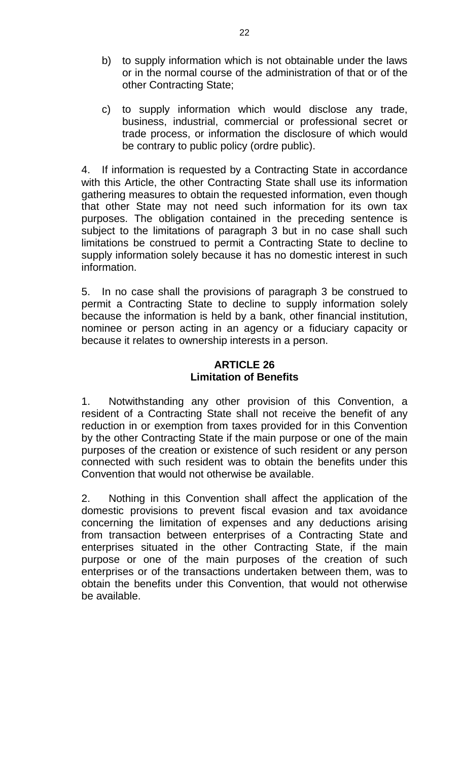b) to supply information which is not obtainable under the laws or in the normal course of the administration of that or of the other Contracting State;

c) to supply information which would disclose any trade, business, industrial, commercial or professional secret or trade process, or information the disclosure of which would be contrary to public policy (ordre public).

4. If information is requested by a Contracting State in accordance with this Article, the other Contracting State shall use its information gathering measures to obtain the requested information, even though that other State may not need such information for its own tax purposes. The obligation contained in the preceding sentence is subject to the limitations of paragraph 3 but in no case shall such limitations be construed to permit a Contracting State to decline to supply information solely because it has no domestic interest in such information.

5. In no case shall the provisions of paragraph 3 be construed to permit a Contracting State to decline to supply information solely because the information is held by a bank, other financial institution, nominee or person acting in an agency or a fiduciary capacity or because it relates to ownership interests in a person.

## ARTICLE 26
## Limitation of Benefits

1. Notwithstanding any other provision of this Convention, a resident of a Contracting State shall not receive the benefit of any reduction in or exemption from taxes provided for in this Convention by the other Contracting State if the main purpose or one of the main purposes of the creation or existence of such resident or any person connected with such resident was to obtain the benefits under this Convention that would not otherwise be available.

2. Nothing in this Convention shall affect the application of the domestic provisions to prevent fiscal evasion and tax avoidance concerning the limitation of expenses and any deductions arising from transaction between enterprises of a Contracting State and enterprises situated in the other Contracting State, if the main purpose or one of the main purposes of the creation of such enterprises or of the transactions undertaken between them, was to obtain the benefits under this Convention, that would not otherwise be available.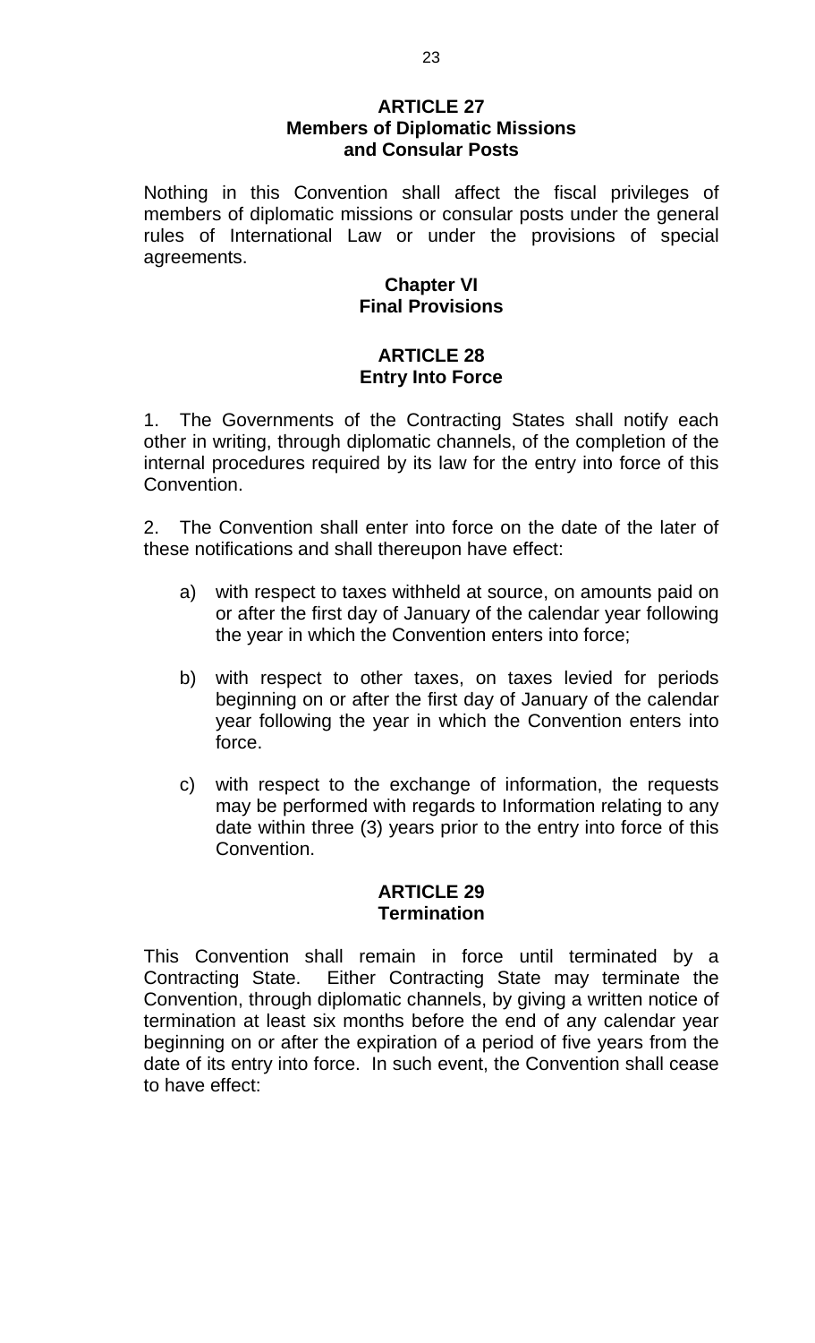### ARTICLE 27
### Members of Diplomatic Missions and Consular Posts

Nothing in this Convention shall affect the fiscal privileges of members of diplomatic missions or consular posts under the general rules of International Law or under the provisions of special agreements.

## Chapter VI
## Final Provisions

### ARTICLE 28
### Entry Into Force

1. The Governments of the Contracting States shall notify each other in writing, through diplomatic channels, of the completion of the internal procedures required by its law for the entry into force of this Convention.

2. The Convention shall enter into force on the date of the later of these notifications and shall thereupon have effect:

   a) with respect to taxes withheld at source, on amounts paid on or after the first day of January of the calendar year following the year in which the Convention enters into force;

   b) with respect to other taxes, on taxes levied for periods beginning on or after the first day of January of the calendar year following the year in which the Convention enters into force.

   c) with respect to the exchange of information, the requests may be performed with regards to Information relating to any date within three (3) years prior to the entry into force of this Convention.

### ARTICLE 29
### Termination

This Convention shall remain in force until terminated by a Contracting State. Either Contracting State may terminate the Convention, through diplomatic channels, by giving a written notice of termination at least six months before the end of any calendar year beginning on or after the expiration of a period of five years from the date of its entry into force. In such event, the Convention shall cease to have effect: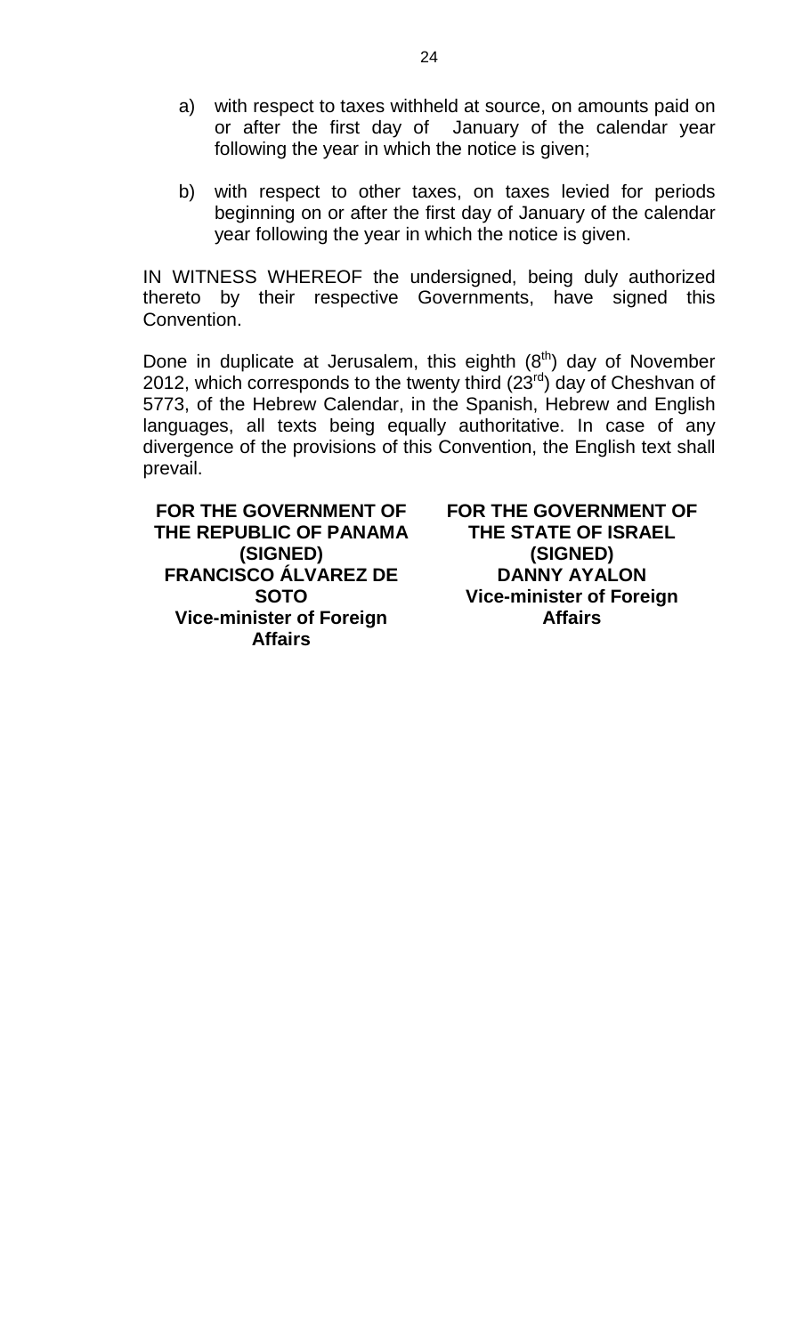a) with respect to taxes withheld at source, on amounts paid on or after the first day of January of the calendar year following the year in which the notice is given;

b) with respect to other taxes, on taxes levied for periods beginning on or after the first day of January of the calendar year following the year in which the notice is given.

IN WITNESS WHEREOF the undersigned, being duly authorized thereto by their respective Governments, have signed this Convention.

Done in duplicate at Jerusalem, this eighth (8th) day of November 2012, which corresponds to the twenty third (23rd) day of Cheshvan of 5773, of the Hebrew Calendar, in the Spanish, Hebrew and English languages, all texts being equally authoritative. In case of any divergence of the provisions of this Convention, the English text shall prevail.

**FOR THE GOVERNMENT OF THE REPUBLIC OF PANAMA**
**(SIGNED)**
**FRANCISCO ÁLVAREZ DE SOTO**
**Vice-minister of Foreign Affairs**

**FOR THE GOVERNMENT OF THE STATE OF ISRAEL**
**(SIGNED)**
**DANNY AYALON**
**Vice-minister of Foreign Affairs**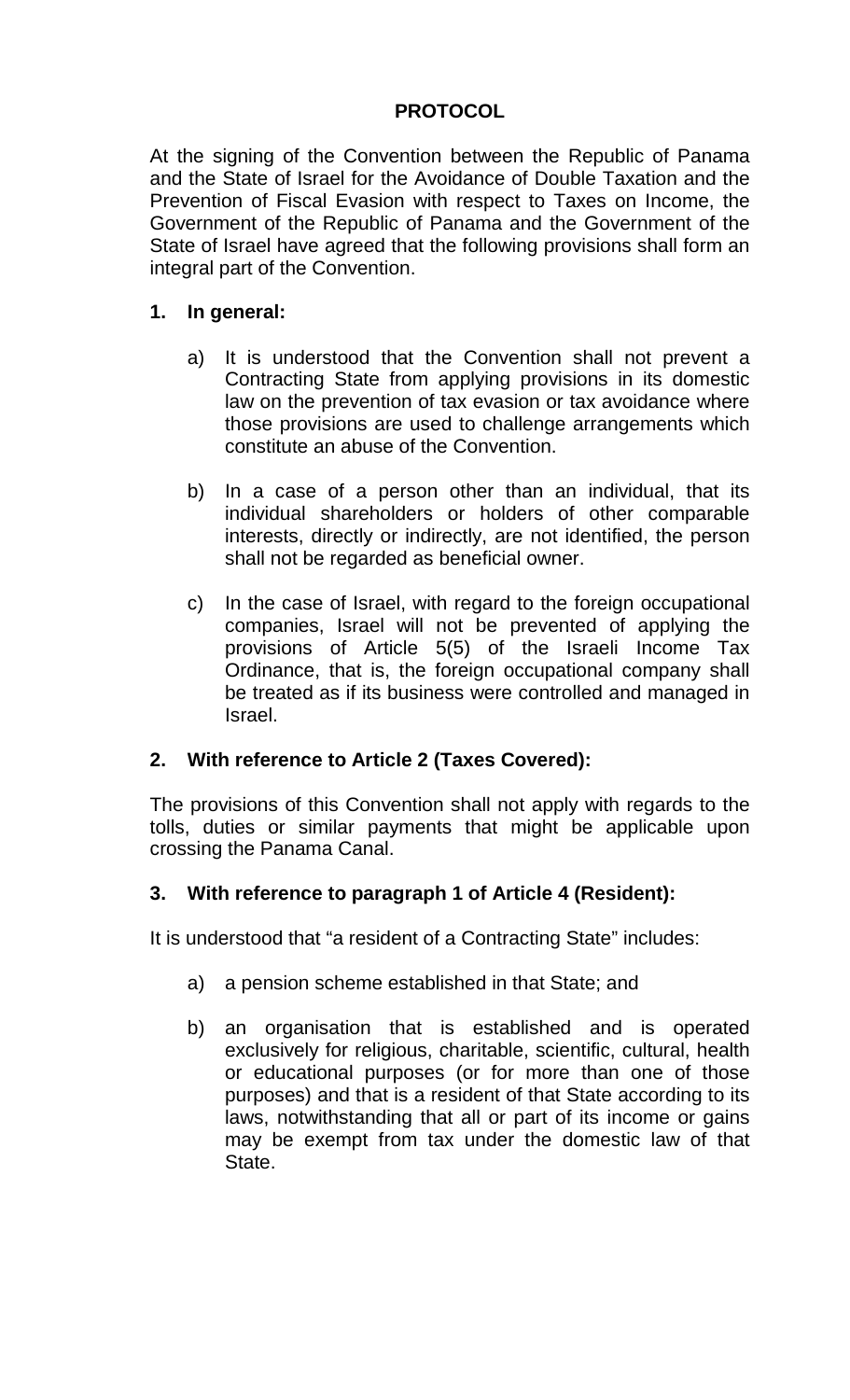# PROTOCOL

At the signing of the Convention between the Republic of Panama and the State of Israel for the Avoidance of Double Taxation and the Prevention of Fiscal Evasion with respect to Taxes on Income, the Government of the Republic of Panama and the Government of the State of Israel have agreed that the following provisions shall form an integral part of the Convention.

**1. In general:**

a) It is understood that the Convention shall not prevent a Contracting State from applying provisions in its domestic law on the prevention of tax evasion or tax avoidance where those provisions are used to challenge arrangements which constitute an abuse of the Convention.

b) In a case of a person other than an individual, that its individual shareholders or holders of other comparable interests, directly or indirectly, are not identified, the person shall not be regarded as beneficial owner.

c) In the case of Israel, with regard to the foreign occupational companies, Israel will not be prevented of applying the provisions of Article 5(5) of the Israeli Income Tax Ordinance, that is, the foreign occupational company shall be treated as if its business were controlled and managed in Israel.

**2. With reference to Article 2 (Taxes Covered):**

The provisions of this Convention shall not apply with regards to the tolls, duties or similar payments that might be applicable upon crossing the Panama Canal.

**3. With reference to paragraph 1 of Article 4 (Resident):**

It is understood that “a resident of a Contracting State” includes:

a) a pension scheme established in that State; and

b) an organisation that is established and is operated exclusively for religious, charitable, scientific, cultural, health or educational purposes (or for more than one of those purposes) and that is a resident of that State according to its laws, notwithstanding that all or part of its income or gains may be exempt from tax under the domestic law of that State.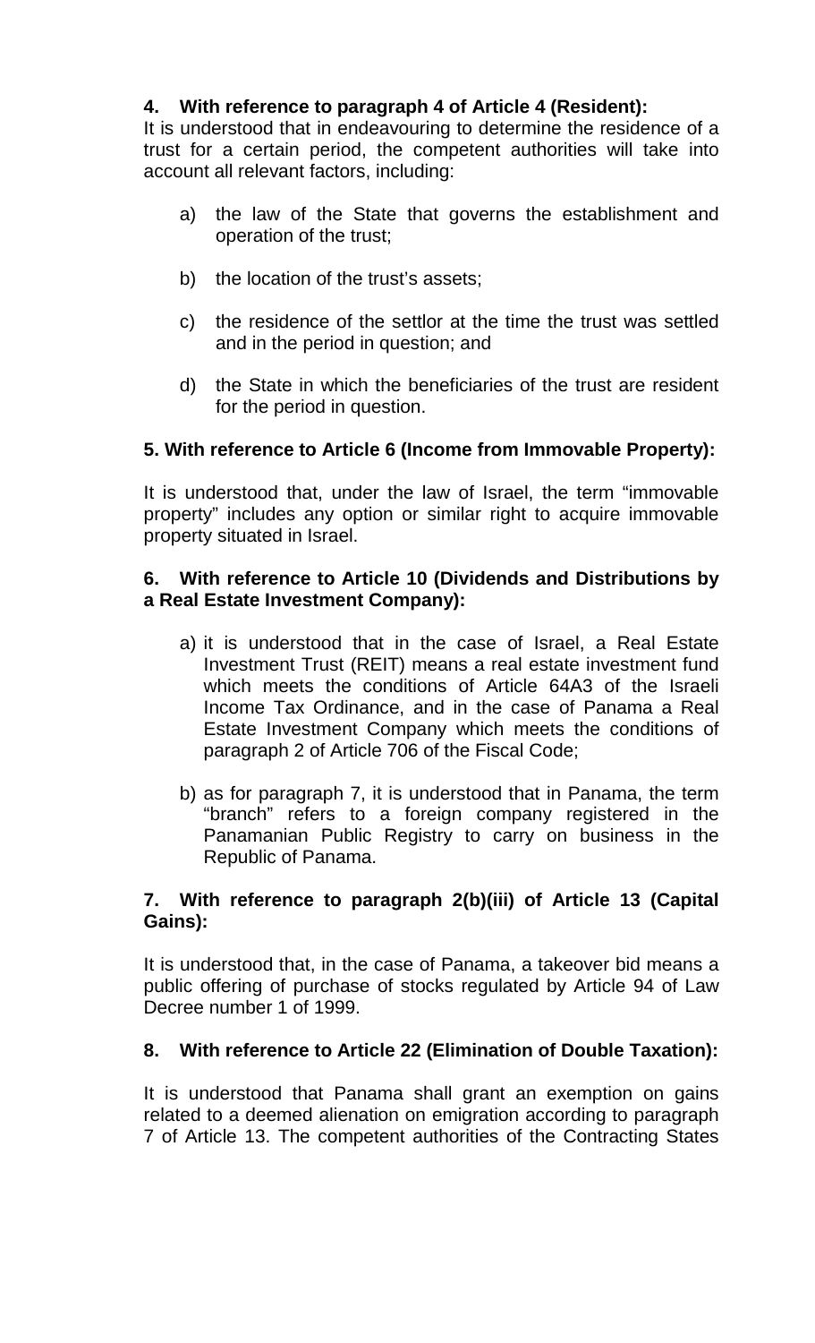**4. With reference to paragraph 4 of Article 4 (Resident):**

It is understood that in endeavouring to determine the residence of a trust for a certain period, the competent authorities will take into account all relevant factors, including:

a) the law of the State that governs the establishment and operation of the trust;

b) the location of the trust's assets;

c) the residence of the settlor at the time the trust was settled and in the period in question; and

d) the State in which the beneficiaries of the trust are resident for the period in question.

**5. With reference to Article 6 (Income from Immovable Property):**

It is understood that, under the law of Israel, the term "immovable property" includes any option or similar right to acquire immovable property situated in Israel.

**6. With reference to Article 10 (Dividends and Distributions by a Real Estate Investment Company):**

a) it is understood that in the case of Israel, a Real Estate Investment Trust (REIT) means a real estate investment fund which meets the conditions of Article 64A3 of the Israeli Income Tax Ordinance, and in the case of Panama a Real Estate Investment Company which meets the conditions of paragraph 2 of Article 706 of the Fiscal Code;

b) as for paragraph 7, it is understood that in Panama, the term "branch" refers to a foreign company registered in the Panamanian Public Registry to carry on business in the Republic of Panama.

**7. With reference to paragraph 2(b)(iii) of Article 13 (Capital Gains):**

It is understood that, in the case of Panama, a takeover bid means a public offering of purchase of stocks regulated by Article 94 of Law Decree number 1 of 1999.

**8. With reference to Article 22 (Elimination of Double Taxation):**

It is understood that Panama shall grant an exemption on gains related to a deemed alienation on emigration according to paragraph 7 of Article 13. The competent authorities of the Contracting States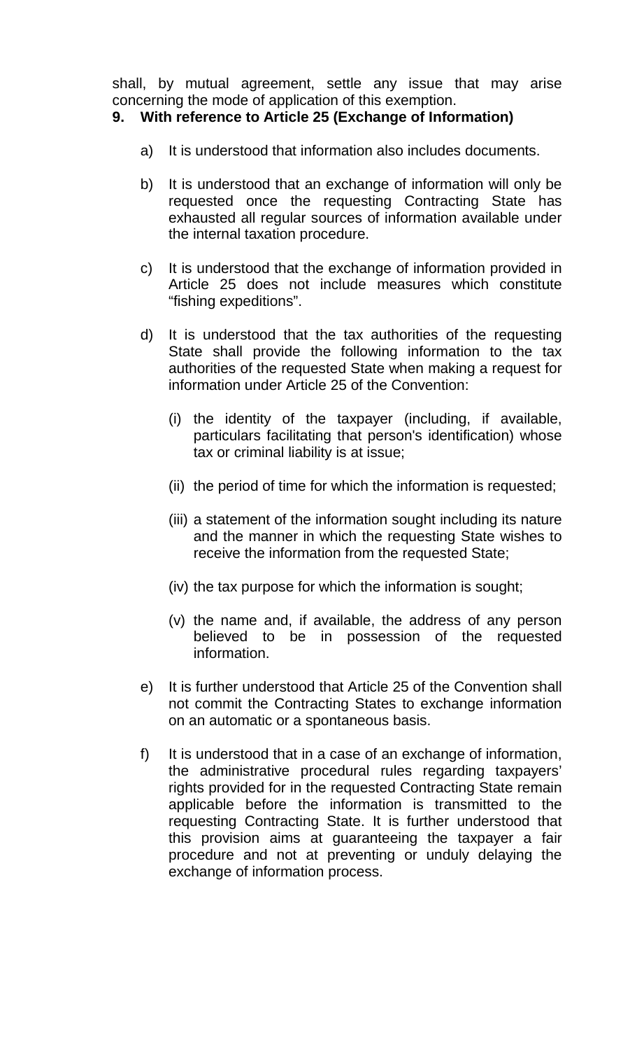shall, by mutual agreement, settle any issue that may arise concerning the mode of application of this exemption.

**9. With reference to Article 25 (Exchange of Information)**

a) It is understood that information also includes documents.

b) It is understood that an exchange of information will only be requested once the requesting Contracting State has exhausted all regular sources of information available under the internal taxation procedure.

c) It is understood that the exchange of information provided in Article 25 does not include measures which constitute "fishing expeditions".

d) It is understood that the tax authorities of the requesting State shall provide the following information to the tax authorities of the requested State when making a request for information under Article 25 of the Convention:

   (i) the identity of the taxpayer (including, if available, particulars facilitating that person's identification) whose tax or criminal liability is at issue;

   (ii) the period of time for which the information is requested;

   (iii) a statement of the information sought including its nature and the manner in which the requesting State wishes to receive the information from the requested State;

   (iv) the tax purpose for which the information is sought;

   (v) the name and, if available, the address of any person believed to be in possession of the requested information.

e) It is further understood that Article 25 of the Convention shall not commit the Contracting States to exchange information on an automatic or a spontaneous basis.

f) It is understood that in a case of an exchange of information, the administrative procedural rules regarding taxpayers' rights provided for in the requested Contracting State remain applicable before the information is transmitted to the requesting Contracting State. It is further understood that this provision aims at guaranteeing the taxpayer a fair procedure and not at preventing or unduly delaying the exchange of information process.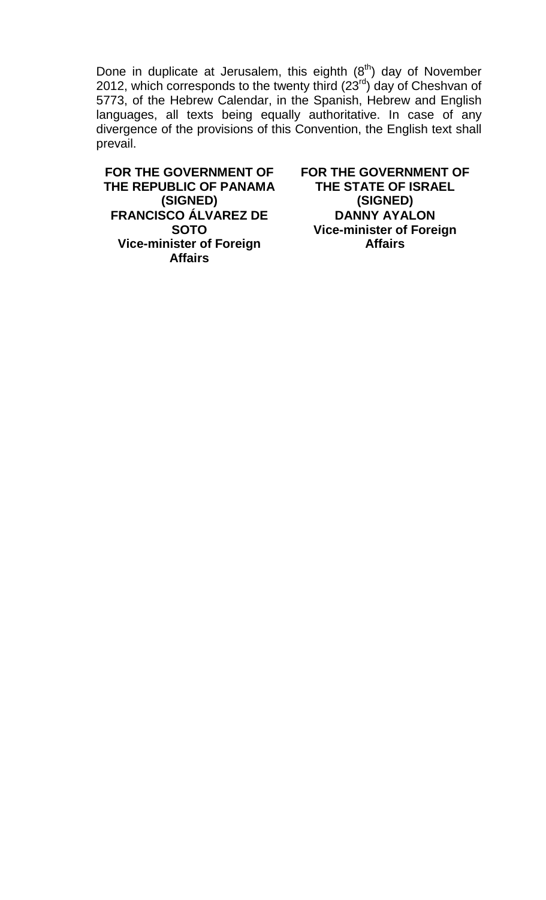Done in duplicate at Jerusalem, this eighth ($8^{th}$) day of November 2012, which corresponds to the twenty third ($23^{rd}$) day of Cheshvan of 5773, of the Hebrew Calendar, in the Spanish, Hebrew and English languages, all texts being equally authoritative. In case of any divergence of the provisions of this Convention, the English text shall prevail.

| | |
|---|---|
| **FOR THE GOVERNMENT OF THE REPUBLIC OF PANAMA** | **FOR THE GOVERNMENT OF THE STATE OF ISRAEL** |
| **(SIGNED)** | **(SIGNED)** |
| **FRANCISCO ÁLVAREZ DE SOTO** | **DANNY AYALON** |
| **Vice-minister of Foreign Affairs** | **Vice-minister of Foreign Affairs** |